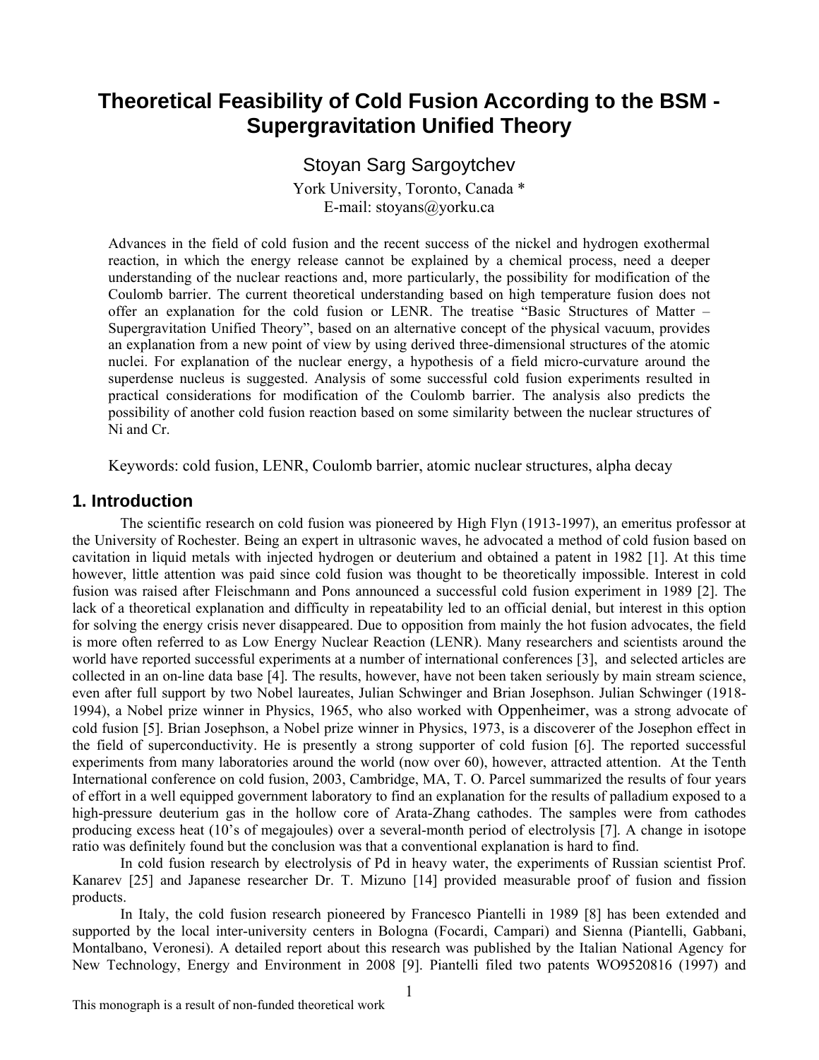# Theoretical Feasibility of Cold Fusion According to the BSM - Supergravitation Unified Theory

Stoyan Sarg Sargoytchev

York University, Toronto, Canada *
E-mail: stoyans@yorku.ca

Advances in the field of cold fusion and the recent success of the nickel and hydrogen exothermal reaction, in which the energy release cannot be explained by a chemical process, need a deeper understanding of the nuclear reactions and, more particularly, the possibility for modification of the Coulomb barrier. The current theoretical understanding based on high temperature fusion does not offer an explanation for the cold fusion or LENR. The treatise "Basic Structures of Matter – Supergravitation Unified Theory", based on an alternative concept of the physical vacuum, provides an explanation from a new point of view by using derived three-dimensional structures of the atomic nuclei. For explanation of the nuclear energy, a hypothesis of a field micro-curvature around the superdense nucleus is suggested. Analysis of some successful cold fusion experiments resulted in practical considerations for modification of the Coulomb barrier. The analysis also predicts the possibility of another cold fusion reaction based on some similarity between the nuclear structures of Ni and Cr.

Keywords: cold fusion, LENR, Coulomb barrier, atomic nuclear structures, alpha decay

## 1. Introduction

The scientific research on cold fusion was pioneered by High Flyn (1913-1997), an emeritus professor at the University of Rochester. Being an expert in ultrasonic waves, he advocated a method of cold fusion based on cavitation in liquid metals with injected hydrogen or deuterium and obtained a patent in 1982 [1]. At this time however, little attention was paid since cold fusion was thought to be theoretically impossible. Interest in cold fusion was raised after Fleischmann and Pons announced a successful cold fusion experiment in 1989 [2]. The lack of a theoretical explanation and difficulty in repeatability led to an official denial, but interest in this option for solving the energy crisis never disappeared. Due to opposition from mainly the hot fusion advocates, the field is more often referred to as Low Energy Nuclear Reaction (LENR). Many researchers and scientists around the world have reported successful experiments at a number of international conferences [3], and selected articles are collected in an on-line data base [4]. The results, however, have not been taken seriously by main stream science, even after full support by two Nobel laureates, Julian Schwinger and Brian Josephson. Julian Schwinger (1918-1994), a Nobel prize winner in Physics, 1965, who also worked with Oppenheimer, was a strong advocate of cold fusion [5]. Brian Josephson, a Nobel prize winner in Physics, 1973, is a discoverer of the Josephon effect in the field of superconductivity. He is presently a strong supporter of cold fusion [6]. The reported successful experiments from many laboratories around the world (now over 60), however, attracted attention. At the Tenth International conference on cold fusion, 2003, Cambridge, MA, T. O. Parcel summarized the results of four years of effort in a well equipped government laboratory to find an explanation for the results of palladium exposed to a high-pressure deuterium gas in the hollow core of Arata-Zhang cathodes. The samples were from cathodes producing excess heat (10's of megajoules) over a several-month period of electrolysis [7]. A change in isotope ratio was definitely found but the conclusion was that a conventional explanation is hard to find.

In cold fusion research by electrolysis of Pd in heavy water, the experiments of Russian scientist Prof. Kanarev [25] and Japanese researcher Dr. T. Mizuno [14] provided measurable proof of fusion and fission products.

In Italy, the cold fusion research pioneered by Francesco Piantelli in 1989 [8] has been extended and supported by the local inter-university centers in Bologna (Focardi, Campari) and Sienna (Piantelli, Gabbani, Montalbano, Veronesi). A detailed report about this research was published by the Italian National Agency for New Technology, Energy and Environment in 2008 [9]. Piantelli filed two patents WO9520816 (1997) and

This monograph is a result of non-funded theoretical work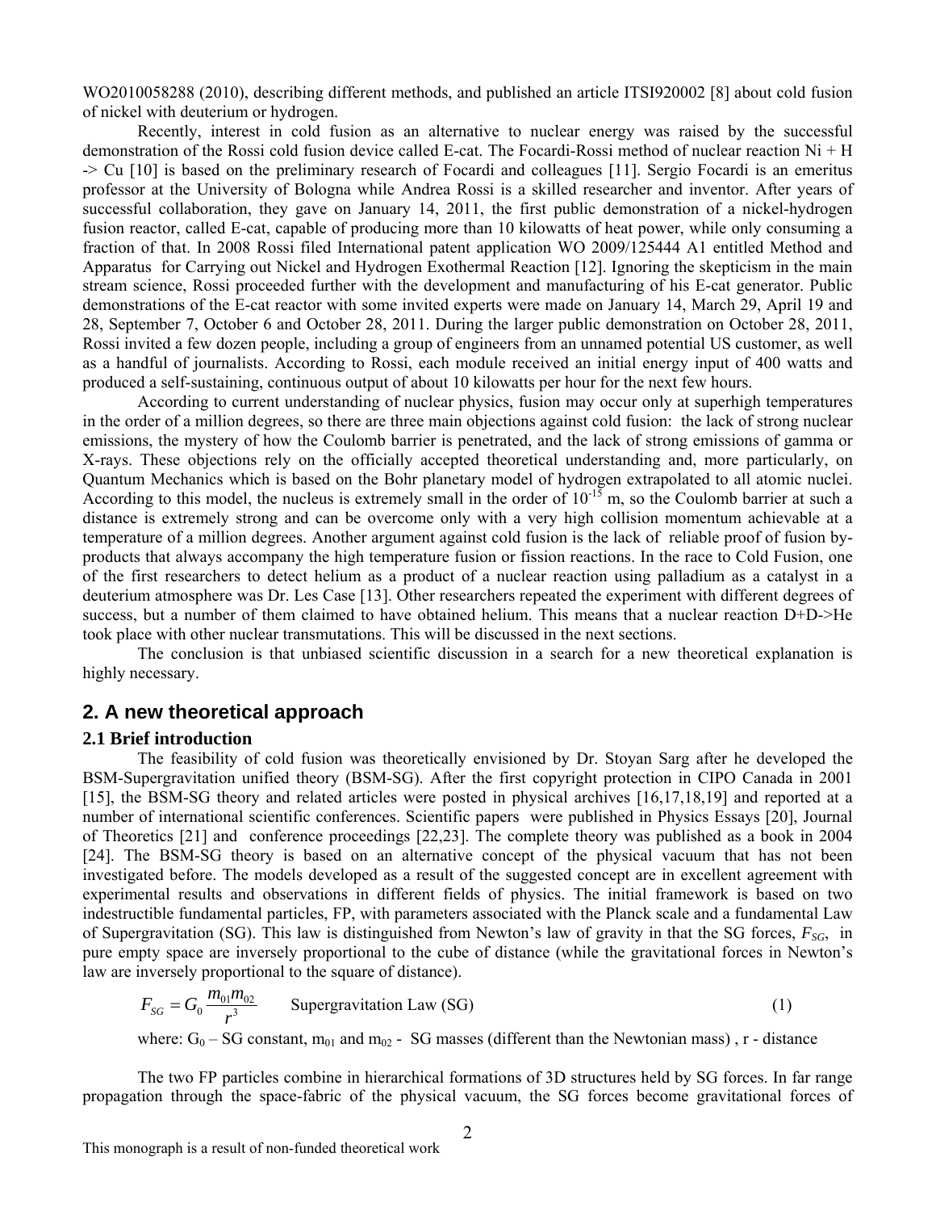WO2010058288 (2010), describing different methods, and published an article ITSI920002 [8] about cold fusion of nickel with deuterium or hydrogen.

Recently, interest in cold fusion as an alternative to nuclear energy was raised by the successful demonstration of the Rossi cold fusion device called E-cat. The Focardi-Rossi method of nuclear reaction Ni + H -> Cu [10] is based on the preliminary research of Focardi and colleagues [11]. Sergio Focardi is an emeritus professor at the University of Bologna while Andrea Rossi is a skilled researcher and inventor. After years of successful collaboration, they gave on January 14, 2011, the first public demonstration of a nickel-hydrogen fusion reactor, called E-cat, capable of producing more than 10 kilowatts of heat power, while only consuming a fraction of that. In 2008 Rossi filed International patent application WO 2009/125444 A1 entitled Method and Apparatus for Carrying out Nickel and Hydrogen Exothermal Reaction [12]. Ignoring the skepticism in the main stream science, Rossi proceeded further with the development and manufacturing of his E-cat generator. Public demonstrations of the E-cat reactor with some invited experts were made on January 14, March 29, April 19 and 28, September 7, October 6 and October 28, 2011. During the larger public demonstration on October 28, 2011, Rossi invited a few dozen people, including a group of engineers from an unnamed potential US customer, as well as a handful of journalists. According to Rossi, each module received an initial energy input of 400 watts and produced a self-sustaining, continuous output of about 10 kilowatts per hour for the next few hours.

According to current understanding of nuclear physics, fusion may occur only at superhigh temperatures in the order of a million degrees, so there are three main objections against cold fusion: the lack of strong nuclear emissions, the mystery of how the Coulomb barrier is penetrated, and the lack of strong emissions of gamma or X-rays. These objections rely on the officially accepted theoretical understanding and, more particularly, on Quantum Mechanics which is based on the Bohr planetary model of hydrogen extrapolated to all atomic nuclei. According to this model, the nucleus is extremely small in the order of $10^{-15}$ m, so the Coulomb barrier at such a distance is extremely strong and can be overcome only with a very high collision momentum achievable at a temperature of a million degrees. Another argument against cold fusion is the lack of reliable proof of fusion by-products that always accompany the high temperature fusion or fission reactions. In the race to Cold Fusion, one of the first researchers to detect helium as a product of a nuclear reaction using palladium as a catalyst in a deuterium atmosphere was Dr. Les Case [13]. Other researchers repeated the experiment with different degrees of success, but a number of them claimed to have obtained helium. This means that a nuclear reaction D+D->He took place with other nuclear transmutations. This will be discussed in the next sections.

The conclusion is that unbiased scientific discussion in a search for a new theoretical explanation is highly necessary.

## 2. A new theoretical approach

### 2.1 Brief introduction

The feasibility of cold fusion was theoretically envisioned by Dr. Stoyan Sarg after he developed the BSM-Supergravitation unified theory (BSM-SG). After the first copyright protection in CIPO Canada in 2001 [15], the BSM-SG theory and related articles were posted in physical archives [16,17,18,19] and reported at a number of international scientific conferences. Scientific papers were published in Physics Essays [20], Journal of Theoretics [21] and conference proceedings [22,23]. The complete theory was published as a book in 2004 [24]. The BSM-SG theory is based on an alternative concept of the physical vacuum that has not been investigated before. The models developed as a result of the suggested concept are in excellent agreement with experimental results and observations in different fields of physics. The initial framework is based on two indestructible fundamental particles, FP, with parameters associated with the Planck scale and a fundamental Law of Supergravitation (SG). This law is distinguished from Newton's law of gravity in that the SG forces, $F_{SG}$, in pure empty space are inversely proportional to the cube of distance (while the gravitational forces in Newton's law are inversely proportional to the square of distance).

$$F_{SG} = G_0 \frac{m_{01} m_{02}}{r^3} \qquad \text{Supergravitation Law (SG)} \qquad (1)$$

where: $G_0$ – SG constant, $m_{01}$ and $m_{02}$ - SG masses (different than the Newtonian mass) , r - distance

The two FP particles combine in hierarchical formations of 3D structures held by SG forces. In far range propagation through the space-fabric of the physical vacuum, the SG forces become gravitational forces of

This monograph is a result of non-funded theoretical work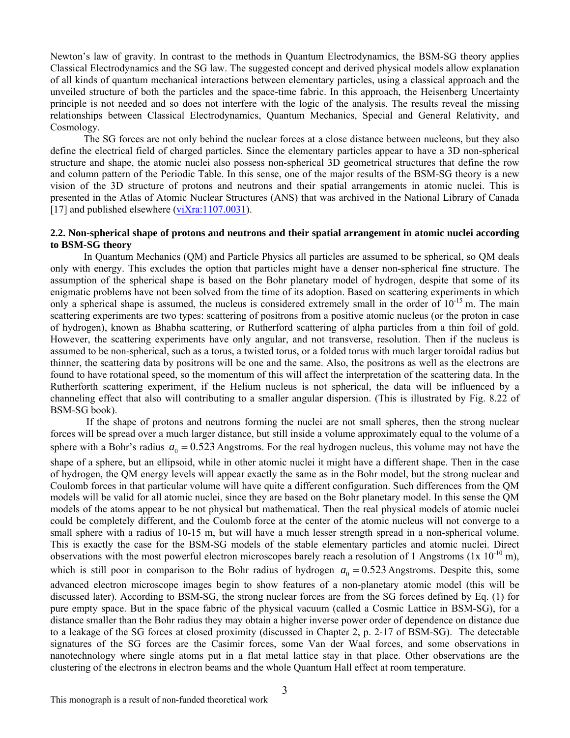Newton's law of gravity. In contrast to the methods in Quantum Electrodynamics, the BSM-SG theory applies Classical Electrodynamics and the SG law. The suggested concept and derived physical models allow explanation of all kinds of quantum mechanical interactions between elementary particles, using a classical approach and the unveiled structure of both the particles and the space-time fabric. In this approach, the Heisenberg Uncertainty principle is not needed and so does not interfere with the logic of the analysis. The results reveal the missing relationships between Classical Electrodynamics, Quantum Mechanics, Special and General Relativity, and Cosmology.

The SG forces are not only behind the nuclear forces at a close distance between nucleons, but they also define the electrical field of charged particles. Since the elementary particles appear to have a 3D non-spherical structure and shape, the atomic nuclei also possess non-spherical 3D geometrical structures that define the row and column pattern of the Periodic Table. In this sense, one of the major results of the BSM-SG theory is a new vision of the 3D structure of protons and neutrons and their spatial arrangements in atomic nuclei. This is presented in the Atlas of Atomic Nuclear Structures (ANS) that was archived in the National Library of Canada [17] and published elsewhere (viXra:1107.0031).

### 2.2. Non-spherical shape of protons and neutrons and their spatial arrangement in atomic nuclei according to BSM-SG theory

In Quantum Mechanics (QM) and Particle Physics all particles are assumed to be spherical, so QM deals only with energy. This excludes the option that particles might have a denser non-spherical fine structure. The assumption of the spherical shape is based on the Bohr planetary model of hydrogen, despite that some of its enigmatic problems have not been solved from the time of its adoption. Based on scattering experiments in which only a spherical shape is assumed, the nucleus is considered extremely small in the order of $10^{-15}$ m. The main scattering experiments are two types: scattering of positrons from a positive atomic nucleus (or the proton in case of hydrogen), known as Bhabha scattering, or Rutherford scattering of alpha particles from a thin foil of gold. However, the scattering experiments have only angular, and not transverse, resolution. Then if the nucleus is assumed to be non-spherical, such as a torus, a twisted torus, or a folded torus with much larger toroidal radius but thinner, the scattering data by positrons will be one and the same. Also, the positrons as well as the electrons are found to have rotational speed, so the momentum of this will affect the interpretation of the scattering data. In the Rutherforth scattering experiment, if the Helium nucleus is not spherical, the data will be influenced by a channeling effect that also will contributing to a smaller angular dispersion. (This is illustrated by Fig. 8.22 of BSM-SG book).

If the shape of protons and neutrons forming the nuclei are not small spheres, then the strong nuclear forces will be spread over a much larger distance, but still inside a volume approximately equal to the volume of a sphere with a Bohr's radius $a_0 = 0.523$ Angstroms. For the real hydrogen nucleus, this volume may not have the shape of a sphere, but an ellipsoid, while in other atomic nuclei it might have a different shape. Then in the case of hydrogen, the QM energy levels will appear exactly the same as in the Bohr model, but the strong nuclear and Coulomb forces in that particular volume will have quite a different configuration. Such differences from the QM models will be valid for all atomic nuclei, since they are based on the Bohr planetary model. In this sense the QM models of the atoms appear to be not physical but mathematical. Then the real physical models of atomic nuclei could be completely different, and the Coulomb force at the center of the atomic nucleus will not converge to a small sphere with a radius of 10-15 m, but will have a much lesser strength spread in a non-spherical volume. This is exactly the case for the BSM-SG models of the stable elementary particles and atomic nuclei. Direct observations with the most powerful electron microscopes barely reach a resolution of 1 Angstroms ($1\text{x}\ 10^{-10}$ m), which is still poor in comparison to the Bohr radius of hydrogen $a_0 = 0.523$ Angstroms. Despite this, some advanced electron microscope images begin to show features of a non-planetary atomic model (this will be discussed later). According to BSM-SG, the strong nuclear forces are from the SG forces defined by Eq. (1) for pure empty space. But in the space fabric of the physical vacuum (called a Cosmic Lattice in BSM-SG), for a distance smaller than the Bohr radius they may obtain a higher inverse power order of dependence on distance due to a leakage of the SG forces at closed proximity (discussed in Chapter 2, p. 2-17 of BSM-SG). The detectable signatures of the SG forces are the Casimir forces, some Van der Waal forces, and some observations in nanotechnology where single atoms put in a flat metal lattice stay in that place. Other observations are the clustering of the electrons in electron beams and the whole Quantum Hall effect at room temperature.

This monograph is a result of non-funded theoretical work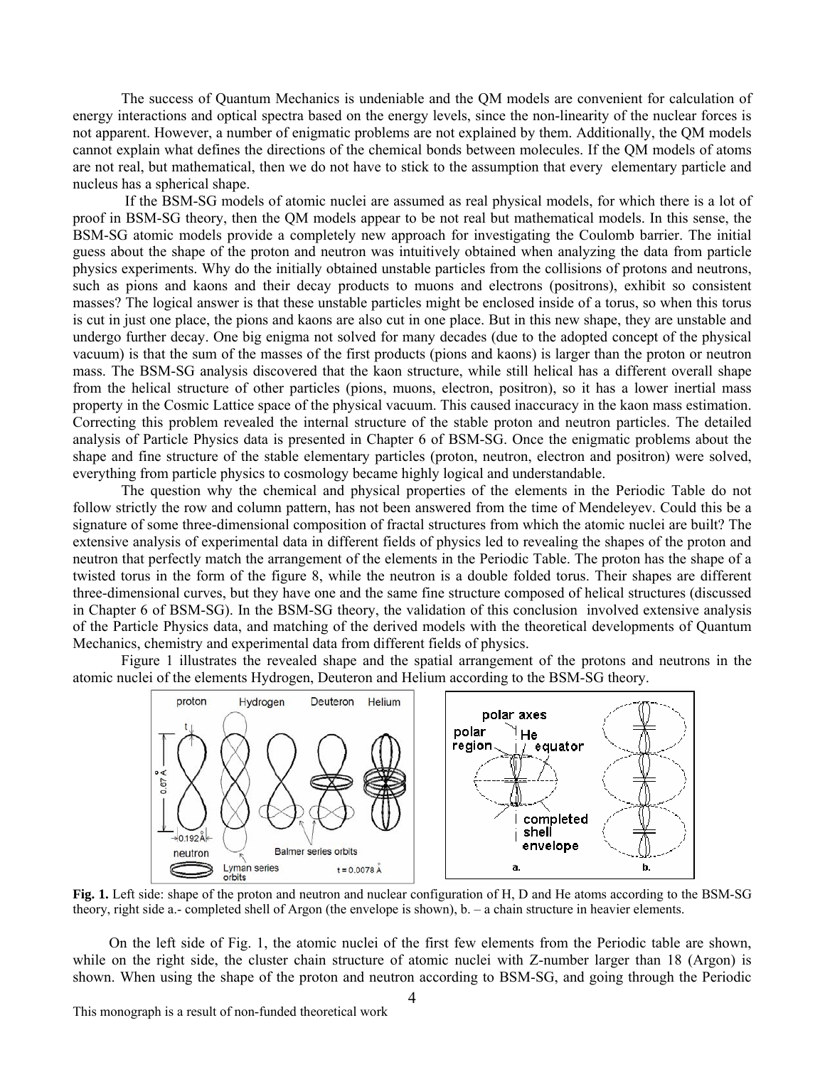The success of Quantum Mechanics is undeniable and the QM models are convenient for calculation of energy interactions and optical spectra based on the energy levels, since the non-linearity of the nuclear forces is not apparent. However, a number of enigmatic problems are not explained by them. Additionally, the QM models cannot explain what defines the directions of the chemical bonds between molecules. If the QM models of atoms are not real, but mathematical, then we do not have to stick to the assumption that every elementary particle and nucleus has a spherical shape.

If the BSM-SG models of atomic nuclei are assumed as real physical models, for which there is a lot of proof in BSM-SG theory, then the QM models appear to be not real but mathematical models. In this sense, the BSM-SG atomic models provide a completely new approach for investigating the Coulomb barrier. The initial guess about the shape of the proton and neutron was intuitively obtained when analyzing the data from particle physics experiments. Why do the initially obtained unstable particles from the collisions of protons and neutrons, such as pions and kaons and their decay products to muons and electrons (positrons), exhibit so consistent masses? The logical answer is that these unstable particles might be enclosed inside of a torus, so when this torus is cut in just one place, the pions and kaons are also cut in one place. But in this new shape, they are unstable and undergo further decay. One big enigma not solved for many decades (due to the adopted concept of the physical vacuum) is that the sum of the masses of the first products (pions and kaons) is larger than the proton or neutron mass. The BSM-SG analysis discovered that the kaon structure, while still helical has a different overall shape from the helical structure of other particles (pions, muons, electron, positron), so it has a lower inertial mass property in the Cosmic Lattice space of the physical vacuum. This caused inaccuracy in the kaon mass estimation. Correcting this problem revealed the internal structure of the stable proton and neutron particles. The detailed analysis of Particle Physics data is presented in Chapter 6 of BSM-SG. Once the enigmatic problems about the shape and fine structure of the stable elementary particles (proton, neutron, electron and positron) were solved, everything from particle physics to cosmology became highly logical and understandable.

The question why the chemical and physical properties of the elements in the Periodic Table do not follow strictly the row and column pattern, has not been answered from the time of Mendeleyev. Could this be a signature of some three-dimensional composition of fractal structures from which the atomic nuclei are built? The extensive analysis of experimental data in different fields of physics led to revealing the shapes of the proton and neutron that perfectly match the arrangement of the elements in the Periodic Table. The proton has the shape of a twisted torus in the form of the figure 8, while the neutron is a double folded torus. Their shapes are different three-dimensional curves, but they have one and the same fine structure composed of helical structures (discussed in Chapter 6 of BSM-SG). In the BSM-SG theory, the validation of this conclusion involved extensive analysis of the Particle Physics data, and matching of the derived models with the theoretical developments of Quantum Mechanics, chemistry and experimental data from different fields of physics.

Figure 1 illustrates the revealed shape and the spatial arrangement of the protons and neutrons in the atomic nuclei of the elements Hydrogen, Deuteron and Helium according to the BSM-SG theory.

**Fig. 1.** Left side: shape of the proton and neutron and nuclear configuration of H, D and He atoms according to the BSM-SG theory, right side a.- completed shell of Argon (the envelope is shown), b. – a chain structure in heavier elements.

On the left side of Fig. 1, the atomic nuclei of the first few elements from the Periodic table are shown, while on the right side, the cluster chain structure of atomic nuclei with Z-number larger than 18 (Argon) is shown. When using the shape of the proton and neutron according to BSM-SG, and going through the Periodic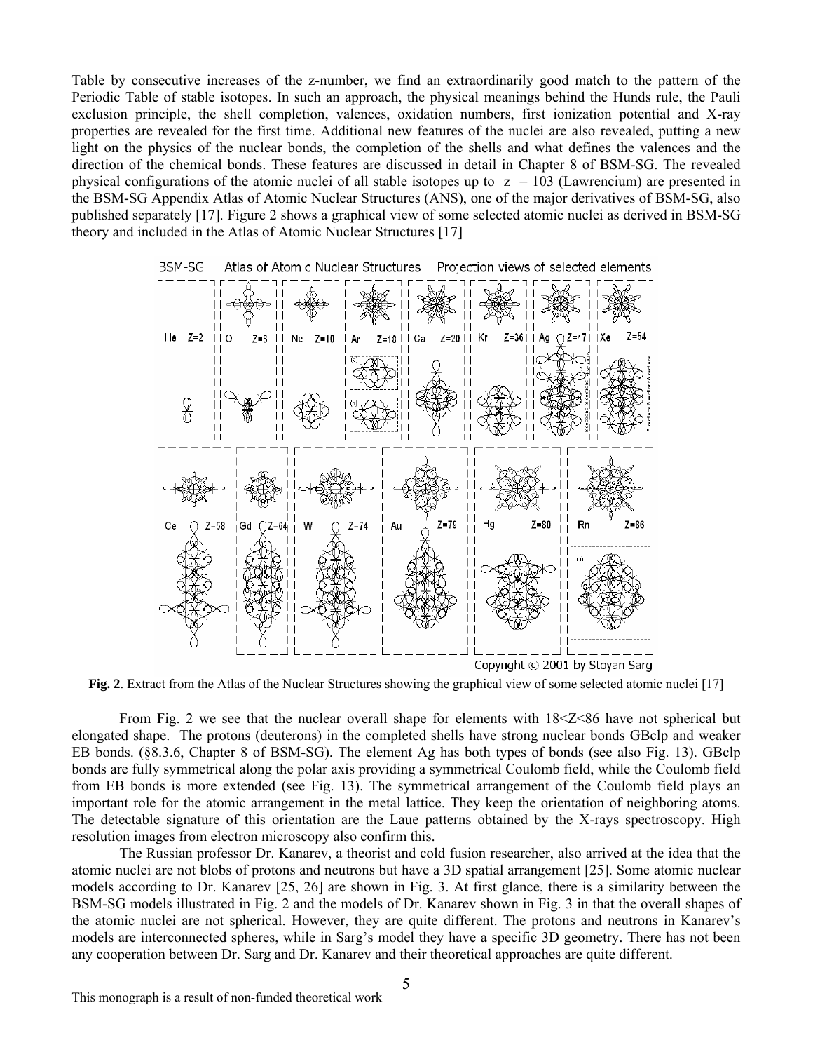Table by consecutive increases of the z-number, we find an extraordinarily good match to the pattern of the Periodic Table of stable isotopes. In such an approach, the physical meanings behind the Hunds rule, the Pauli exclusion principle, the shell completion, valences, oxidation numbers, first ionization potential and X-ray properties are revealed for the first time. Additional new features of the nuclei are also revealed, putting a new light on the physics of the nuclear bonds, the completion of the shells and what defines the valences and the direction of the chemical bonds. These features are discussed in detail in Chapter 8 of BSM-SG. The revealed physical configurations of the atomic nuclei of all stable isotopes up to z = 103 (Lawrencium) are presented in the BSM-SG Appendix Atlas of Atomic Nuclear Structures (ANS), one of the major derivatives of BSM-SG, also published separately [17]. Figure 2 shows a graphical view of some selected atomic nuclei as derived in BSM-SG theory and included in the Atlas of Atomic Nuclear Structures [17]

**Fig. 2**. Extract from the Atlas of the Nuclear Structures showing the graphical view of some selected atomic nuclei [17]

From Fig. 2 we see that the nuclear overall shape for elements with 18<Z<86 have not spherical but elongated shape. The protons (deuterons) in the completed shells have strong nuclear bonds GBclp and weaker EB bonds. (§8.3.6, Chapter 8 of BSM-SG). The element Ag has both types of bonds (see also Fig. 13). GBclp bonds are fully symmetrical along the polar axis providing a symmetrical Coulomb field, while the Coulomb field from EB bonds is more extended (see Fig. 13). The symmetrical arrangement of the Coulomb field plays an important role for the atomic arrangement in the metal lattice. They keep the orientation of neighboring atoms. The detectable signature of this orientation are the Laue patterns obtained by the X-rays spectroscopy. High resolution images from electron microscopy also confirm this.

The Russian professor Dr. Kanarev, a theorist and cold fusion researcher, also arrived at the idea that the atomic nuclei are not blobs of protons and neutrons but have a 3D spatial arrangement [25]. Some atomic nuclear models according to Dr. Kanarev [25, 26] are shown in Fig. 3. At first glance, there is a similarity between the BSM-SG models illustrated in Fig. 2 and the models of Dr. Kanarev shown in Fig. 3 in that the overall shapes of the atomic nuclei are not spherical. However, they are quite different. The protons and neutrons in Kanarev's models are interconnected spheres, while in Sarg's model they have a specific 3D geometry. There has not been any cooperation between Dr. Sarg and Dr. Kanarev and their theoretical approaches are quite different.

This monograph is a result of non-funded theoretical work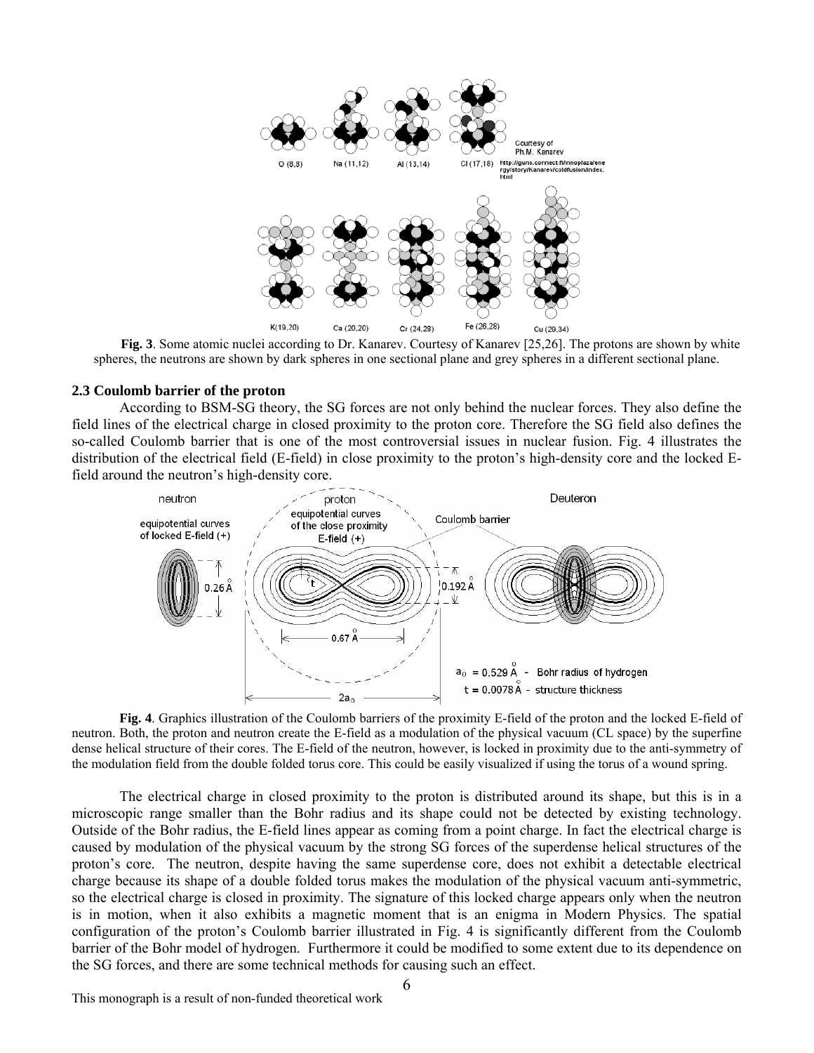**Fig. 3**. Some atomic nuclei according to Dr. Kanarev. Courtesy of Kanarev [25,26]. The protons are shown by white spheres, the neutrons are shown by dark spheres in one sectional plane and grey spheres in a different sectional plane.

### 2.3 Coulomb barrier of the proton

According to BSM-SG theory, the SG forces are not only behind the nuclear forces. They also define the field lines of the electrical charge in closed proximity to the proton core. Therefore the SG field also defines the so-called Coulomb barrier that is one of the most controversial issues in nuclear fusion. Fig. 4 illustrates the distribution of the electrical field (E-field) in close proximity to the proton's high-density core and the locked E-field around the neutron's high-density core.

**Fig. 4**. Graphics illustration of the Coulomb barriers of the proximity E-field of the proton and the locked E-field of neutron. Both, the proton and neutron create the E-field as a modulation of the physical vacuum (CL space) by the superfine dense helical structure of their cores. The E-field of the neutron, however, is locked in proximity due to the anti-symmetry of the modulation field from the double folded torus core. This could be easily visualized if using the torus of a wound spring.

The electrical charge in closed proximity to the proton is distributed around its shape, but this is in a microscopic range smaller than the Bohr radius and its shape could not be detected by existing technology. Outside of the Bohr radius, the E-field lines appear as coming from a point charge. In fact the electrical charge is caused by modulation of the physical vacuum by the strong SG forces of the superdense helical structures of the proton's core. The neutron, despite having the same superdense core, does not exhibit a detectable electrical charge because its shape of a double folded torus makes the modulation of the physical vacuum anti-symmetric, so the electrical charge is closed in proximity. The signature of this locked charge appears only when the neutron is in motion, when it also exhibits a magnetic moment that is an enigma in Modern Physics. The spatial configuration of the proton's Coulomb barrier illustrated in Fig. 4 is significantly different from the Coulomb barrier of the Bohr model of hydrogen. Furthermore it could be modified to some extent due to its dependence on the SG forces, and there are some technical methods for causing such an effect.

This monograph is a result of non-funded theoretical work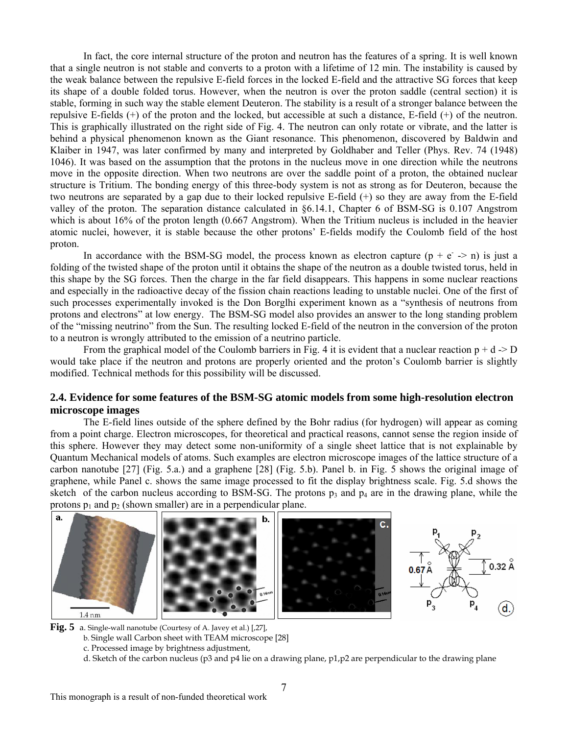In fact, the core internal structure of the proton and neutron has the features of a spring. It is well known that a single neutron is not stable and converts to a proton with a lifetime of 12 min. The instability is caused by the weak balance between the repulsive E-field forces in the locked E-field and the attractive SG forces that keep its shape of a double folded torus. However, when the neutron is over the proton saddle (central section) it is stable, forming in such way the stable element Deuteron. The stability is a result of a stronger balance between the repulsive E-fields (+) of the proton and the locked, but accessible at such a distance, E-field (+) of the neutron. This is graphically illustrated on the right side of Fig. 4. The neutron can only rotate or vibrate, and the latter is behind a physical phenomenon known as the Giant resonance. This phenomenon, discovered by Baldwin and Klaiber in 1947, was later confirmed by many and interpreted by Goldhaber and Teller (Phys. Rev. 74 (1948) 1046). It was based on the assumption that the protons in the nucleus move in one direction while the neutrons move in the opposite direction. When two neutrons are over the saddle point of a proton, the obtained nuclear structure is Tritium. The bonding energy of this three-body system is not as strong as for Deuteron, because the two neutrons are separated by a gap due to their locked repulsive E-field (+) so they are away from the E-field valley of the proton. The separation distance calculated in §6.14.1, Chapter 6 of BSM-SG is 0.107 Angstrom which is about 16% of the proton length (0.667 Angstrom). When the Tritium nucleus is included in the heavier atomic nuclei, however, it is stable because the other protons' E-fields modify the Coulomb field of the host proton.

In accordance with the BSM-SG model, the process known as electron capture ($p + e^{-} \rightarrow n$) is just a folding of the twisted shape of the proton until it obtains the shape of the neutron as a double twisted torus, held in this shape by the SG forces. Then the charge in the far field disappears. This happens in some nuclear reactions and especially in the radioactive decay of the fission chain reactions leading to unstable nuclei. One of the first of such processes experimentally invoked is the Don Borglhi experiment known as a "synthesis of neutrons from protons and electrons" at low energy. The BSM-SG model also provides an answer to the long standing problem of the "missing neutrino" from the Sun. The resulting locked E-field of the neutron in the conversion of the proton to a neutron is wrongly attributed to the emission of a neutrino particle.

From the graphical model of the Coulomb barriers in Fig. 4 it is evident that a nuclear reaction $p + d \rightarrow D$ would take place if the neutron and protons are properly oriented and the proton's Coulomb barrier is slightly modified. Technical methods for this possibility will be discussed.

## 2.4. Evidence for some features of the BSM-SG atomic models from some high-resolution electron microscope images

The E-field lines outside of the sphere defined by the Bohr radius (for hydrogen) will appear as coming from a point charge. Electron microscopes, for theoretical and practical reasons, cannot sense the region inside of this sphere. However they may detect some non-uniformity of a single sheet lattice that is not explainable by Quantum Mechanical models of atoms. Such examples are electron microscope images of the lattice structure of a carbon nanotube [27] (Fig. 5.a.) and a graphene [28] (Fig. 5.b). Panel b. in Fig. 5 shows the original image of graphene, while Panel c. shows the same image processed to fit the display brightness scale. Fig. 5.d shows the sketch of the carbon nucleus according to BSM-SG. The protons $p_3$ and $p_4$ are in the drawing plane, while the protons $p_1$ and $p_2$ (shown smaller) are in a perpendicular plane.

**Fig. 5** a. Single-wall nanotube (Courtesy of A. Javey et al.) [,27],
b. Single wall Carbon sheet with TEAM microscope [28]
c. Processed image by brightness adjustment,
d. Sketch of the carbon nucleus (p3 and p4 lie on a drawing plane, p1,p2 are perpendicular to the drawing plane

This monograph is a result of non-funded theoretical work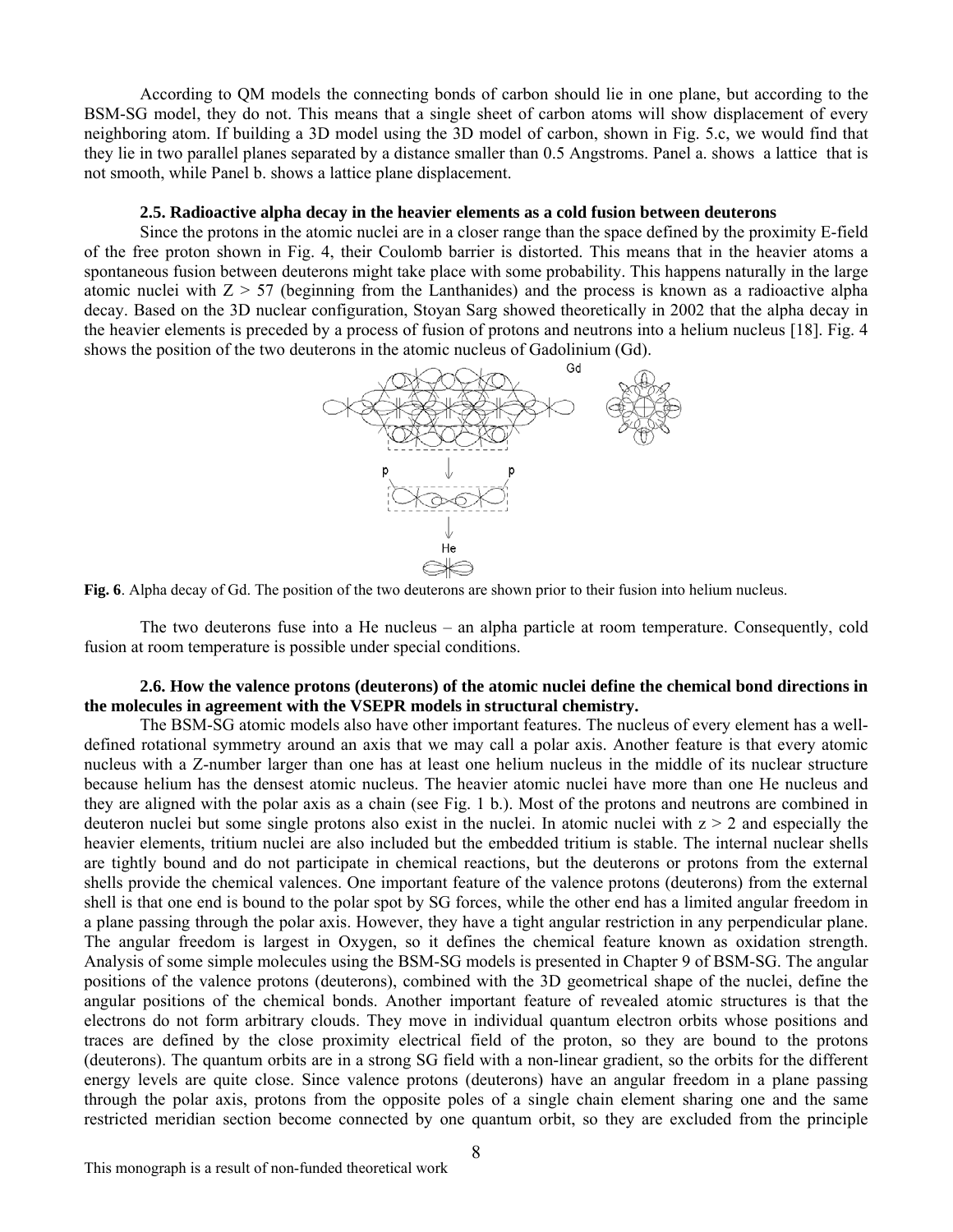According to QM models the connecting bonds of carbon should lie in one plane, but according to the BSM-SG model, they do not. This means that a single sheet of carbon atoms will show displacement of every neighboring atom. If building a 3D model using the 3D model of carbon, shown in Fig. 5.c, we would find that they lie in two parallel planes separated by a distance smaller than 0.5 Angstroms. Panel a. shows a lattice that is not smooth, while Panel b. shows a lattice plane displacement.

#### 2.5. Radioactive alpha decay in the heavier elements as a cold fusion between deuterons

Since the protons in the atomic nuclei are in a closer range than the space defined by the proximity E-field of the free proton shown in Fig. 4, their Coulomb barrier is distorted. This means that in the heavier atoms a spontaneous fusion between deuterons might take place with some probability. This happens naturally in the large atomic nuclei with $Z > 57$ (beginning from the Lanthanides) and the process is known as a radioactive alpha decay. Based on the 3D nuclear configuration, Stoyan Sarg showed theoretically in 2002 that the alpha decay in the heavier elements is preceded by a process of fusion of protons and neutrons into a helium nucleus [18]. Fig. 4 shows the position of the two deuterons in the atomic nucleus of Gadolinium (Gd).

**Fig. 6**. Alpha decay of Gd. The position of the two deuterons are shown prior to their fusion into helium nucleus.

The two deuterons fuse into a He nucleus – an alpha particle at room temperature. Consequently, cold fusion at room temperature is possible under special conditions.

#### 2.6. How the valence protons (deuterons) of the atomic nuclei define the chemical bond directions in the molecules in agreement with the VSEPR models in structural chemistry.

The BSM-SG atomic models also have other important features. The nucleus of every element has a well-defined rotational symmetry around an axis that we may call a polar axis. Another feature is that every atomic nucleus with a Z-number larger than one has at least one helium nucleus in the middle of its nuclear structure because helium has the densest atomic nucleus. The heavier atomic nuclei have more than one He nucleus and they are aligned with the polar axis as a chain (see Fig. 1 b.). Most of the protons and neutrons are combined in deuteron nuclei but some single protons also exist in the nuclei. In atomic nuclei with $z > 2$ and especially the heavier elements, tritium nuclei are also included but the embedded tritium is stable. The internal nuclear shells are tightly bound and do not participate in chemical reactions, but the deuterons or protons from the external shells provide the chemical valences. One important feature of the valence protons (deuterons) from the external shell is that one end is bound to the polar spot by SG forces, while the other end has a limited angular freedom in a plane passing through the polar axis. However, they have a tight angular restriction in any perpendicular plane. The angular freedom is largest in Oxygen, so it defines the chemical feature known as oxidation strength. Analysis of some simple molecules using the BSM-SG models is presented in Chapter 9 of BSM-SG. The angular positions of the valence protons (deuterons), combined with the 3D geometrical shape of the nuclei, define the angular positions of the chemical bonds. Another important feature of revealed atomic structures is that the electrons do not form arbitrary clouds. They move in individual quantum electron orbits whose positions and traces are defined by the close proximity electrical field of the proton, so they are bound to the protons (deuterons). The quantum orbits are in a strong SG field with a non-linear gradient, so the orbits for the different energy levels are quite close. Since valence protons (deuterons) have an angular freedom in a plane passing through the polar axis, protons from the opposite poles of a single chain element sharing one and the same restricted meridian section become connected by one quantum orbit, so they are excluded from the principle

This monograph is a result of non-funded theoretical work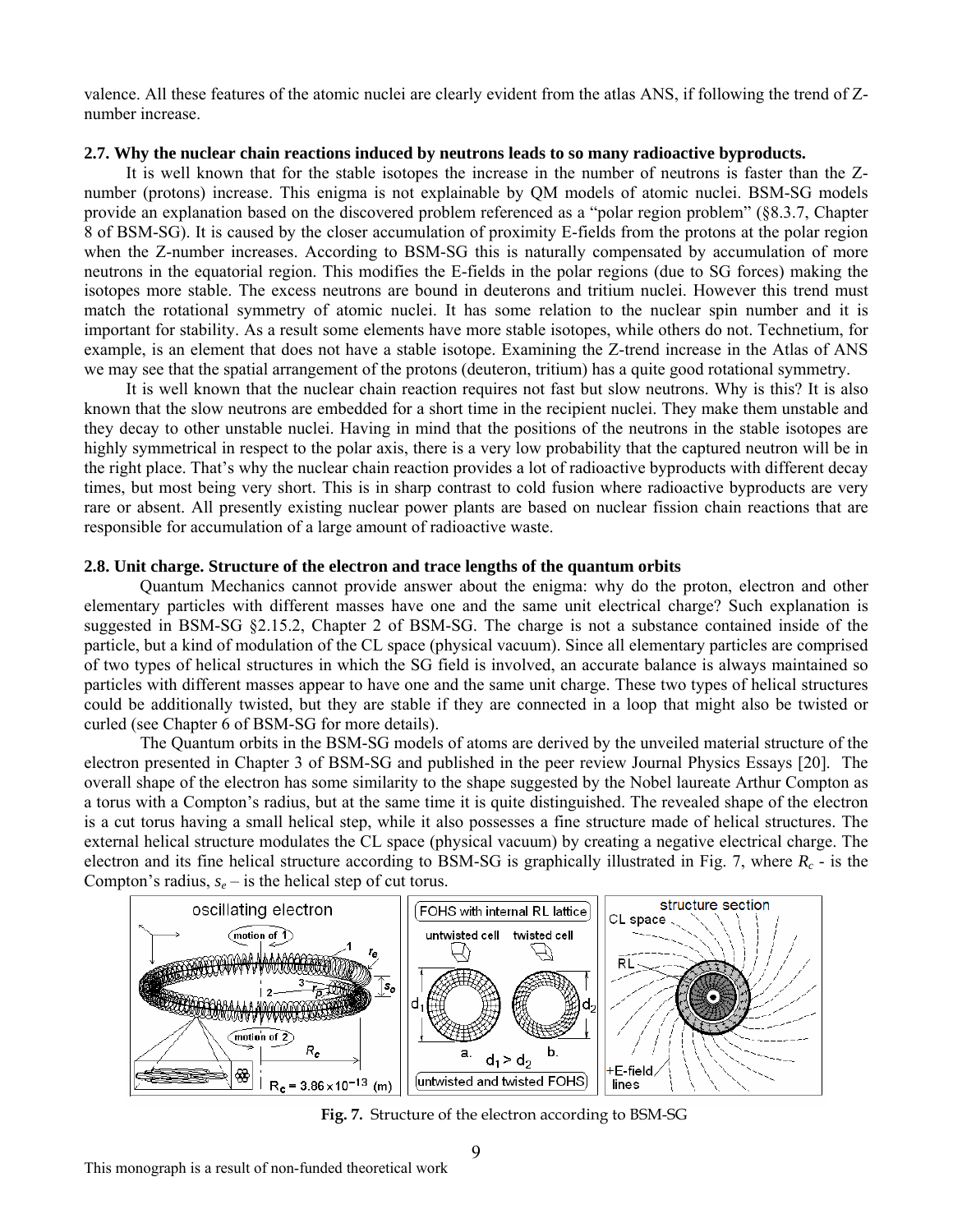valence. All these features of the atomic nuclei are clearly evident from the atlas ANS, if following the trend of Z-number increase.

### 2.7. Why the nuclear chain reactions induced by neutrons leads to so many radioactive byproducts.

It is well known that for the stable isotopes the increase in the number of neutrons is faster than the Z-number (protons) increase. This enigma is not explainable by QM models of atomic nuclei. BSM-SG models provide an explanation based on the discovered problem referenced as a "polar region problem" (§8.3.7, Chapter 8 of BSM-SG). It is caused by the closer accumulation of proximity E-fields from the protons at the polar region when the Z-number increases. According to BSM-SG this is naturally compensated by accumulation of more neutrons in the equatorial region. This modifies the E-fields in the polar regions (due to SG forces) making the isotopes more stable. The excess neutrons are bound in deuterons and tritium nuclei. However this trend must match the rotational symmetry of atomic nuclei. It has some relation to the nuclear spin number and it is important for stability. As a result some elements have more stable isotopes, while others do not. Technetium, for example, is an element that does not have a stable isotope. Examining the Z-trend increase in the Atlas of ANS we may see that the spatial arrangement of the protons (deuteron, tritium) has a quite good rotational symmetry.

It is well known that the nuclear chain reaction requires not fast but slow neutrons. Why is this? It is also known that the slow neutrons are embedded for a short time in the recipient nuclei. They make them unstable and they decay to other unstable nuclei. Having in mind that the positions of the neutrons in the stable isotopes are highly symmetrical in respect to the polar axis, there is a very low probability that the captured neutron will be in the right place. That's why the nuclear chain reaction provides a lot of radioactive byproducts with different decay times, but most being very short. This is in sharp contrast to cold fusion where radioactive byproducts are very rare or absent. All presently existing nuclear power plants are based on nuclear fission chain reactions that are responsible for accumulation of a large amount of radioactive waste.

### 2.8. Unit charge. Structure of the electron and trace lengths of the quantum orbits

Quantum Mechanics cannot provide answer about the enigma: why do the proton, electron and other elementary particles with different masses have one and the same unit electrical charge? Such explanation is suggested in BSM-SG §2.15.2, Chapter 2 of BSM-SG. The charge is not a substance contained inside of the particle, but a kind of modulation of the CL space (physical vacuum). Since all elementary particles are comprised of two types of helical structures in which the SG field is involved, an accurate balance is always maintained so particles with different masses appear to have one and the same unit charge. These two types of helical structures could be additionally twisted, but they are stable if they are connected in a loop that might also be twisted or curled (see Chapter 6 of BSM-SG for more details).

The Quantum orbits in the BSM-SG models of atoms are derived by the unveiled material structure of the electron presented in Chapter 3 of BSM-SG and published in the peer review Journal Physics Essays [20]. The overall shape of the electron has some similarity to the shape suggested by the Nobel laureate Arthur Compton as a torus with a Compton's radius, but at the same time it is quite distinguished. The revealed shape of the electron is a cut torus having a small helical step, while it also possesses a fine structure made of helical structures. The external helical structure modulates the CL space (physical vacuum) by creating a negative electrical charge. The electron and its fine helical structure according to BSM-SG is graphically illustrated in Fig. 7, where $R_c$ - is the Compton's radius, $s_e$ – is the helical step of cut torus.

**Fig. 7.** Structure of the electron according to BSM-SG

This monograph is a result of non-funded theoretical work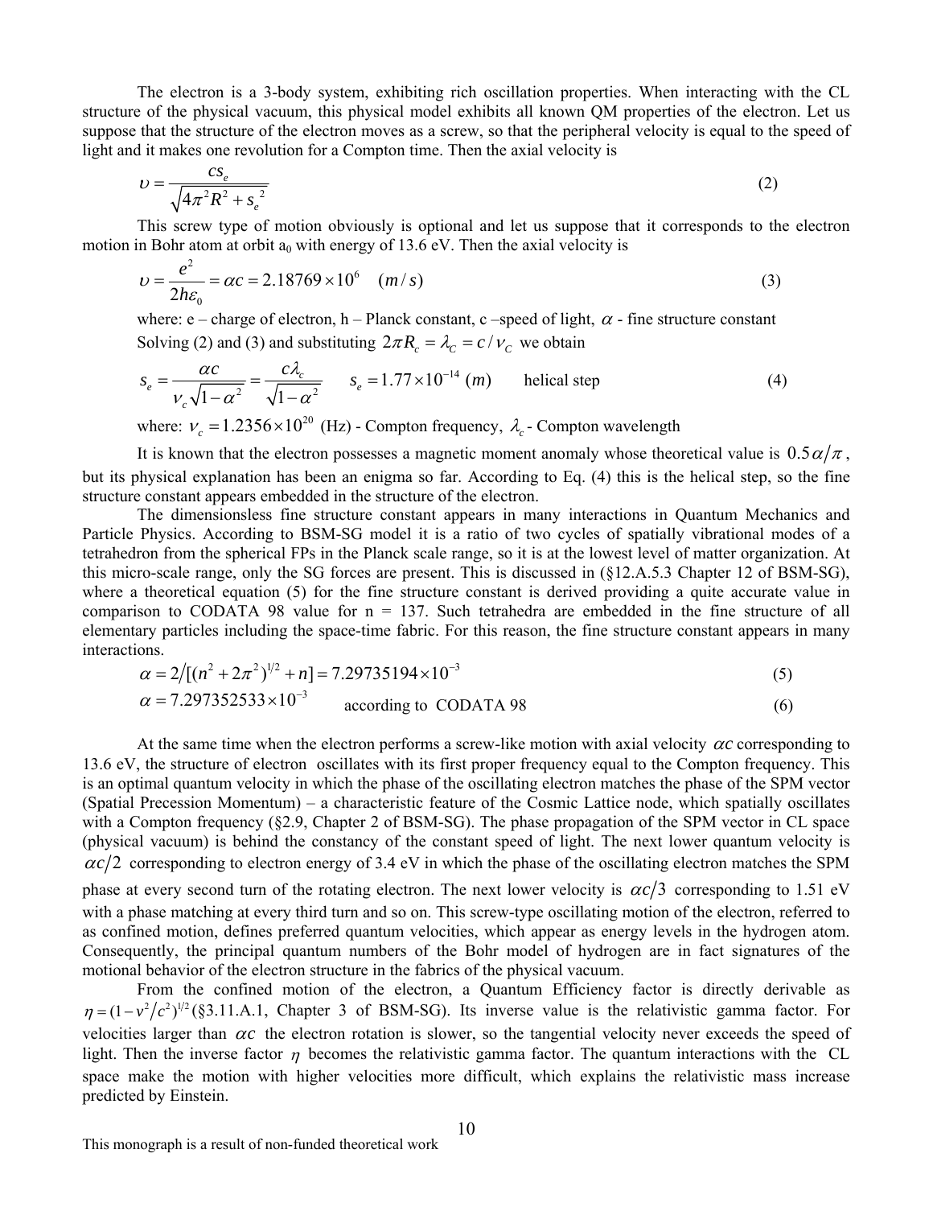The electron is a 3-body system, exhibiting rich oscillation properties. When interacting with the CL structure of the physical vacuum, this physical model exhibits all known QM properties of the electron. Let us suppose that the structure of the electron moves as a screw, so that the peripheral velocity is equal to the speed of light and it makes one revolution for a Compton time. Then the axial velocity is

$$\upsilon = \frac{cs_e}{\sqrt{4\pi^2 R^2 + s_e^{\,2}}} \tag{2}$$

This screw type of motion obviously is optional and let us suppose that it corresponds to the electron motion in Bohr atom at orbit $a_0$ with energy of 13.6 eV. Then the axial velocity is

$$\upsilon = \frac{e^2}{2h\varepsilon_0} = \alpha c = 2.18769 \times 10^6 \quad (m/s) \tag{3}$$

where: e – charge of electron, h – Planck constant, c –speed of light, $\alpha$ - fine structure constant

Solving (2) and (3) and substituting $2\pi R_c = \lambda_C = c/\nu_C$ we obtain

$$s_e = \frac{\alpha c}{\nu_c \sqrt{1-\alpha^2}} = \frac{c\lambda_c}{\sqrt{1-\alpha^2}} \qquad s_e = 1.77 \times 10^{-14} \ (m) \qquad \text{helical step} \tag{4}$$

where: $\nu_c = 1.2356 \times 10^{20}$ (Hz) - Compton frequency, $\lambda_c$ - Compton wavelength

It is known that the electron possesses a magnetic moment anomaly whose theoretical value is $0.5\alpha/\pi$, but its physical explanation has been an enigma so far. According to Eq. (4) this is the helical step, so the fine structure constant appears embedded in the structure of the electron.

The dimensionless fine structure constant appears in many interactions in Quantum Mechanics and Particle Physics. According to BSM-SG model it is a ratio of two cycles of spatially vibrational modes of a tetrahedron from the spherical FPs in the Planck scale range, so it is at the lowest level of matter organization. At this micro-scale range, only the SG forces are present. This is discussed in (§12.A.5.3 Chapter 12 of BSM-SG), where a theoretical equation (5) for the fine structure constant is derived providing a quite accurate value in comparison to CODATA 98 value for n = 137. Such tetrahedra are embedded in the fine structure of all elementary particles including the space-time fabric. For this reason, the fine structure constant appears in many interactions.

$$\alpha = 2\big/[(n^2 + 2\pi^2)^{1/2} + n] = 7.29735194 \times 10^{-3} \tag{5}$$

$$\alpha = 7.297352533 \times 10^{-3} \qquad \text{according to CODATA 98} \tag{6}$$

At the same time when the electron performs a screw-like motion with axial velocity $\alpha c$ corresponding to 13.6 eV, the structure of electron oscillates with its first proper frequency equal to the Compton frequency. This is an optimal quantum velocity in which the phase of the oscillating electron matches the phase of the SPM vector (Spatial Precession Momentum) – a characteristic feature of the Cosmic Lattice node, which spatially oscillates with a Compton frequency (§2.9, Chapter 2 of BSM-SG). The phase propagation of the SPM vector in CL space (physical vacuum) is behind the constancy of the constant speed of light. The next lower quantum velocity is $\alpha c/2$ corresponding to electron energy of 3.4 eV in which the phase of the oscillating electron matches the SPM phase at every second turn of the rotating electron. The next lower velocity is $\alpha c/3$ corresponding to 1.51 eV with a phase matching at every third turn and so on. This screw-type oscillating motion of the electron, referred to as confined motion, defines preferred quantum velocities, which appear as energy levels in the hydrogen atom. Consequently, the principal quantum numbers of the Bohr model of hydrogen are in fact signatures of the motional behavior of the electron structure in the fabrics of the physical vacuum.

From the confined motion of the electron, a Quantum Efficiency factor is directly derivable as $\eta = (1 - v^2/c^2)^{1/2}$ (§3.11.A.1, Chapter 3 of BSM-SG). Its inverse value is the relativistic gamma factor. For velocities larger than $\alpha c$ the electron rotation is slower, so the tangential velocity never exceeds the speed of light. Then the inverse factor $\eta$ becomes the relativistic gamma factor. The quantum interactions with the CL space make the motion with higher velocities more difficult, which explains the relativistic mass increase predicted by Einstein.

This monograph is a result of non-funded theoretical work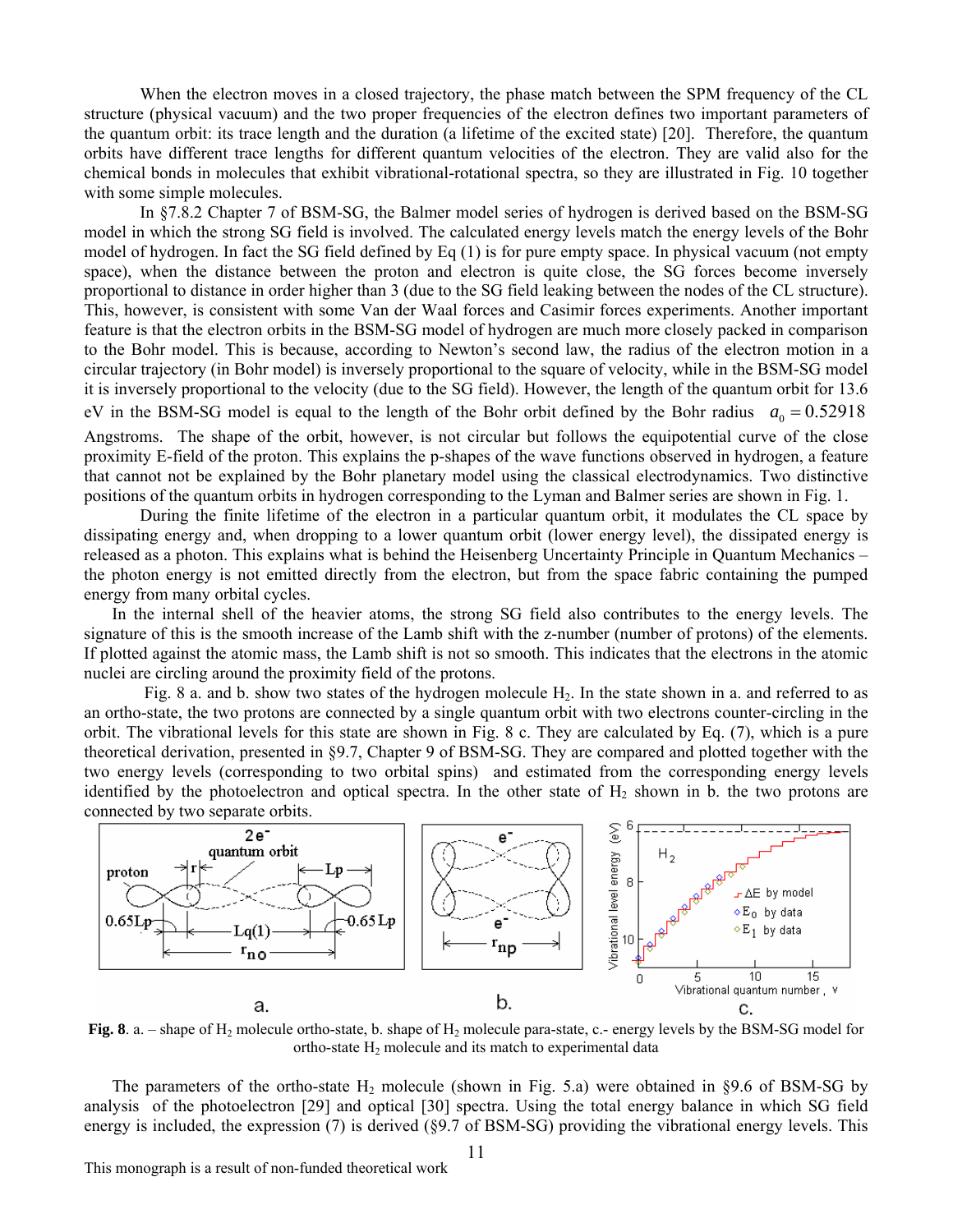When the electron moves in a closed trajectory, the phase match between the SPM frequency of the CL structure (physical vacuum) and the two proper frequencies of the electron defines two important parameters of the quantum orbit: its trace length and the duration (a lifetime of the excited state) [20]. Therefore, the quantum orbits have different trace lengths for different quantum velocities of the electron. They are valid also for the chemical bonds in molecules that exhibit vibrational-rotational spectra, so they are illustrated in Fig. 10 together with some simple molecules.

In §7.8.2 Chapter 7 of BSM-SG, the Balmer model series of hydrogen is derived based on the BSM-SG model in which the strong SG field is involved. The calculated energy levels match the energy levels of the Bohr model of hydrogen. In fact the SG field defined by Eq (1) is for pure empty space. In physical vacuum (not empty space), when the distance between the proton and electron is quite close, the SG forces become inversely proportional to distance in order higher than 3 (due to the SG field leaking between the nodes of the CL structure). This, however, is consistent with some Van der Waal forces and Casimir forces experiments. Another important feature is that the electron orbits in the BSM-SG model of hydrogen are much more closely packed in comparison to the Bohr model. This is because, according to Newton's second law, the radius of the electron motion in a circular trajectory (in Bohr model) is inversely proportional to the square of velocity, while in the BSM-SG model it is inversely proportional to the velocity (due to the SG field). However, the length of the quantum orbit for 13.6 eV in the BSM-SG model is equal to the length of the Bohr orbit defined by the Bohr radius $a_0 = 0.52918$ Angstroms. The shape of the orbit, however, is not circular but follows the equipotential curve of the close proximity E-field of the proton. This explains the p-shapes of the wave functions observed in hydrogen, a feature that cannot not be explained by the Bohr planetary model using the classical electrodynamics. Two distinctive positions of the quantum orbits in hydrogen corresponding to the Lyman and Balmer series are shown in Fig. 1.

During the finite lifetime of the electron in a particular quantum orbit, it modulates the CL space by dissipating energy and, when dropping to a lower quantum orbit (lower energy level), the dissipated energy is released as a photon. This explains what is behind the Heisenberg Uncertainty Principle in Quantum Mechanics – the photon energy is not emitted directly from the electron, but from the space fabric containing the pumped energy from many orbital cycles.

In the internal shell of the heavier atoms, the strong SG field also contributes to the energy levels. The signature of this is the smooth increase of the Lamb shift with the z-number (number of protons) of the elements. If plotted against the atomic mass, the Lamb shift is not so smooth. This indicates that the electrons in the atomic nuclei are circling around the proximity field of the protons.

Fig. 8 a. and b. show two states of the hydrogen molecule $H_2$. In the state shown in a. and referred to as an ortho-state, the two protons are connected by a single quantum orbit with two electrons counter-circling in the orbit. The vibrational levels for this state are shown in Fig. 8 c. They are calculated by Eq. (7), which is a pure theoretical derivation, presented in §9.7, Chapter 9 of BSM-SG. They are compared and plotted together with the two energy levels (corresponding to two orbital spins) and estimated from the corresponding energy levels identified by the photoelectron and optical spectra. In the other state of $H_2$ shown in b. the two protons are connected by two separate orbits.

**Fig. 8**. a. – shape of $H_2$ molecule ortho-state, b. shape of $H_2$ molecule para-state, c.- energy levels by the BSM-SG model for ortho-state $H_2$ molecule and its match to experimental data

The parameters of the ortho-state $H_2$ molecule (shown in Fig. 5.a) were obtained in §9.6 of BSM-SG by analysis of the photoelectron [29] and optical [30] spectra. Using the total energy balance in which SG field energy is included, the expression (7) is derived (§9.7 of BSM-SG) providing the vibrational energy levels. This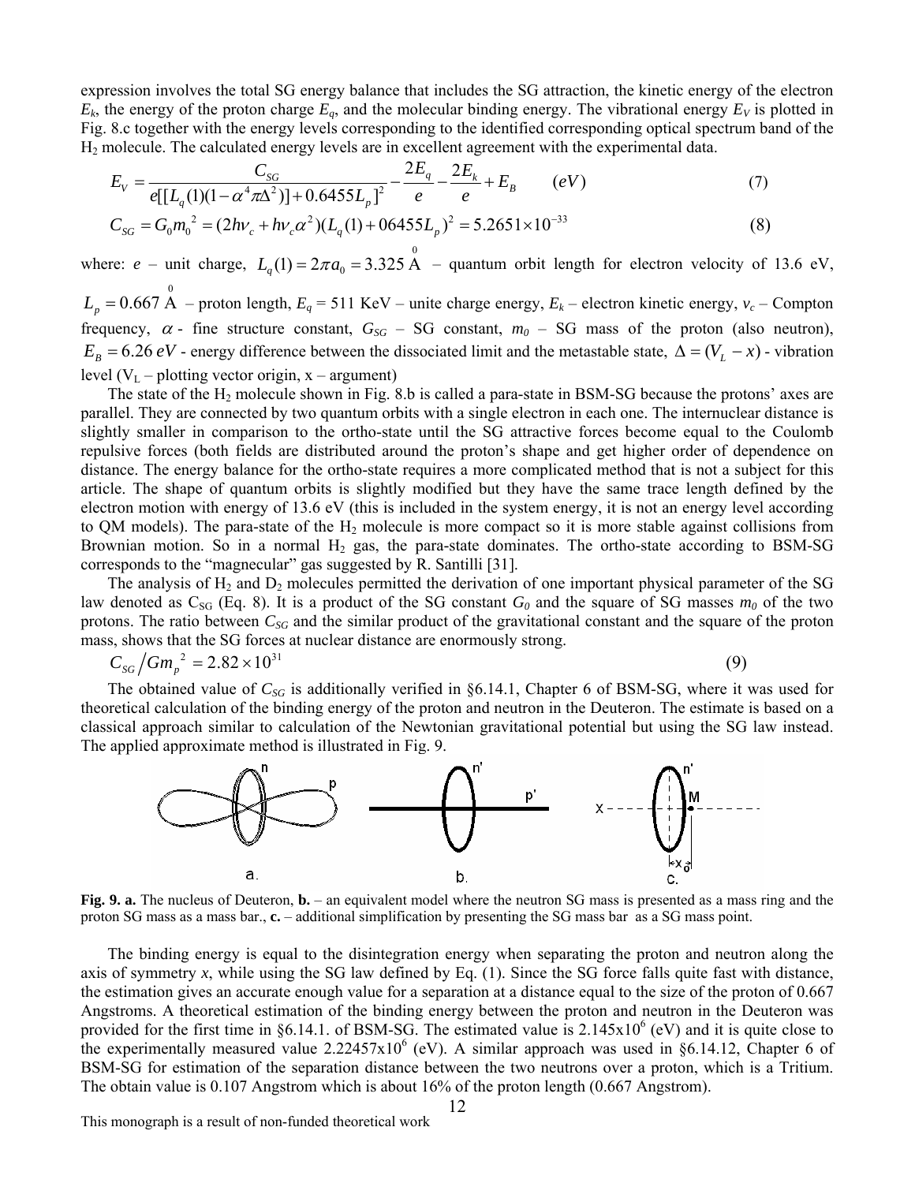expression involves the total SG energy balance that includes the SG attraction, the kinetic energy of the electron $E_k$, the energy of the proton charge $E_q$, and the molecular binding energy. The vibrational energy $E_V$ is plotted in Fig. 8.c together with the energy levels corresponding to the identified corresponding optical spectrum band of the $H_2$ molecule. The calculated energy levels are in excellent agreement with the experimental data.

$$E_V = \frac{C_{SG}}{e[[L_q(1)(1-\alpha^4\pi\Delta^2)] + 0.6455L_p]^2} - \frac{2E_q}{e} - \frac{2E_k}{e} + E_B \qquad (eV) \tag{7}$$

$$C_{SG} = G_0 m_0^{\,2} = (2h\nu_c + h\nu_c\alpha^2)(L_q(1) + 06455L_p)^2 = 5.2651\times10^{-33} \tag{8}$$

where: $e$ – unit charge, $L_q(1) = 2\pi a_0 = 3.325\ \overset{0}{\mathrm{A}}$ – quantum orbit length for electron velocity of 13.6 eV, $L_p = 0.667\ \overset{0}{\mathrm{A}}$ – proton length, $E_q$ = 511 KeV – unite charge energy, $E_k$ – electron kinetic energy, $\nu_c$ – Compton frequency, $\alpha$ - fine structure constant, $G_{SG}$ – SG constant, $m_0$ – SG mass of the proton (also neutron), $E_B = 6.26\ eV$ - energy difference between the dissociated limit and the metastable state, $\Delta = (V_L - x)$ - vibration level ($V_L$ – plotting vector origin, x – argument)

The state of the $H_2$ molecule shown in Fig. 8.b is called a para-state in BSM-SG because the protons' axes are parallel. They are connected by two quantum orbits with a single electron in each one. The internuclear distance is slightly smaller in comparison to the ortho-state until the SG attractive forces become equal to the Coulomb repulsive forces (both fields are distributed around the proton's shape and get higher order of dependence on distance. The energy balance for the ortho-state requires a more complicated method that is not a subject for this article. The shape of quantum orbits is slightly modified but they have the same trace length defined by the electron motion with energy of 13.6 eV (this is included in the system energy, it is not an energy level according to QM models). The para-state of the $H_2$ molecule is more compact so it is more stable against collisions from Brownian motion. So in a normal $H_2$ gas, the para-state dominates. The ortho-state according to BSM-SG corresponds to the "magnecular" gas suggested by R. Santilli [31].

The analysis of $H_2$ and $D_2$ molecules permitted the derivation of one important physical parameter of the SG law denoted as $C_{SG}$ (Eq. 8). It is a product of the SG constant $G_0$ and the square of SG masses $m_0$ of the two protons. The ratio between $C_{SG}$ and the similar product of the gravitational constant and the square of the proton mass, shows that the SG forces at nuclear distance are enormously strong.

$$C_{SG} / G m_p^{\,2} = 2.82\times10^{31} \tag{9}$$

The obtained value of $C_{SG}$ is additionally verified in §6.14.1, Chapter 6 of BSM-SG, where it was used for theoretical calculation of the binding energy of the proton and neutron in the Deuteron. The estimate is based on a classical approach similar to calculation of the Newtonian gravitational potential but using the SG law instead. The applied approximate method is illustrated in Fig. 9.

**Fig. 9. a.** The nucleus of Deuteron, **b.** – an equivalent model where the neutron SG mass is presented as a mass ring and the proton SG mass as a mass bar., **c.** – additional simplification by presenting the SG mass bar as a SG mass point.

The binding energy is equal to the disintegration energy when separating the proton and neutron along the axis of symmetry *x*, while using the SG law defined by Eq. (1). Since the SG force falls quite fast with distance, the estimation gives an accurate enough value for a separation at a distance equal to the size of the proton of 0.667 Angstroms. A theoretical estimation of the binding energy between the proton and neutron in the Deuteron was provided for the first time in §6.14.1. of BSM-SG. The estimated value is $2.145\times10^6$ (eV) and it is quite close to the experimentally measured value $2.22457\times10^6$ (eV). A similar approach was used in §6.14.12, Chapter 6 of BSM-SG for estimation of the separation distance between the two neutrons over a proton, which is a Tritium. The obtain value is 0.107 Angstrom which is about 16% of the proton length (0.667 Angstrom).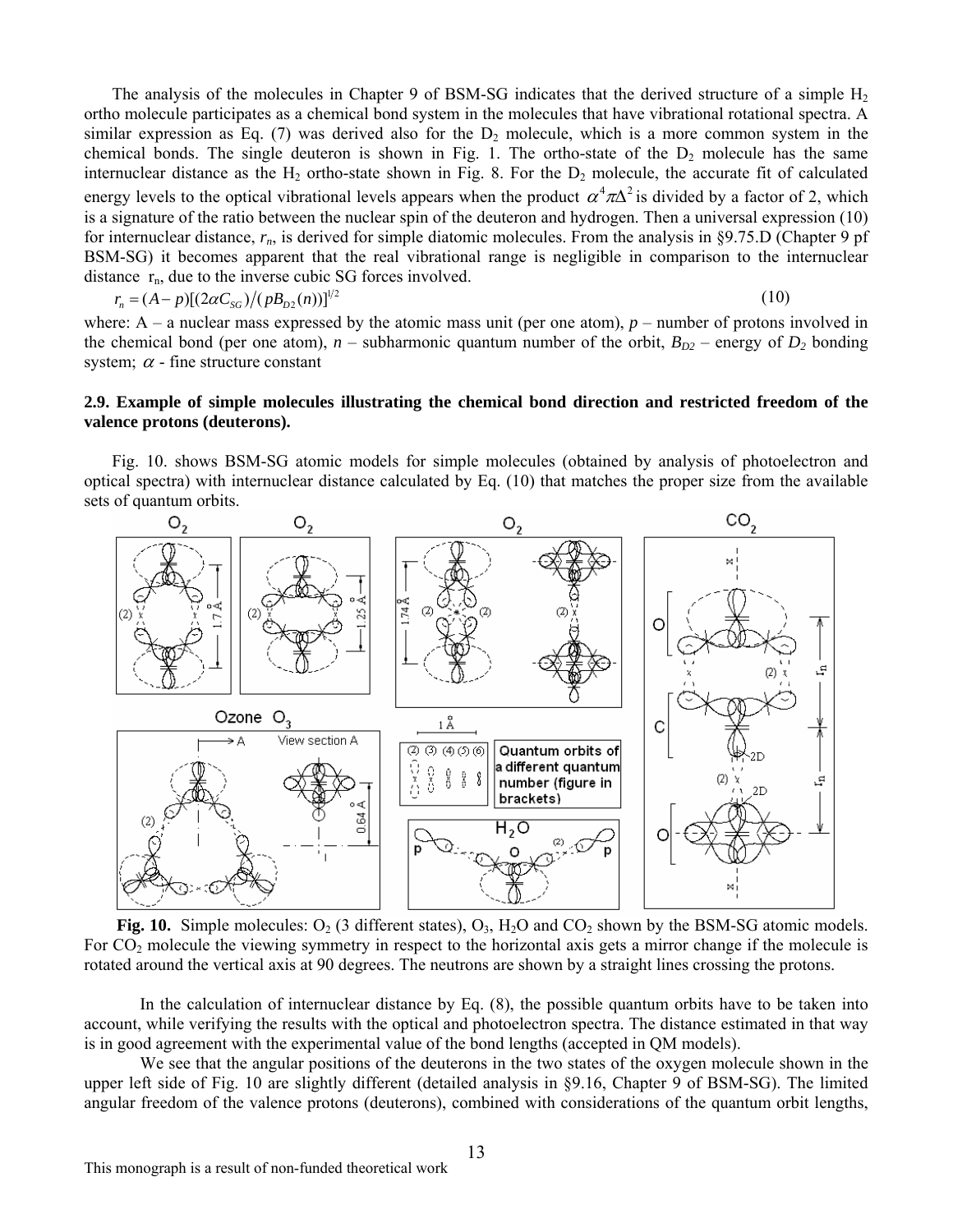The analysis of the molecules in Chapter 9 of BSM-SG indicates that the derived structure of a simple $H_2$ ortho molecule participates as a chemical bond system in the molecules that have vibrational rotational spectra. A similar expression as Eq. (7) was derived also for the $D_2$ molecule, which is a more common system in the chemical bonds. The single deuteron is shown in Fig. 1. The ortho-state of the $D_2$ molecule has the same internuclear distance as the $H_2$ ortho-state shown in Fig. 8. For the $D_2$ molecule, the accurate fit of calculated energy levels to the optical vibrational levels appears when the product $\alpha^4 \pi \Delta^2$ is divided by a factor of 2, which is a signature of the ratio between the nuclear spin of the deuteron and hydrogen. Then a universal expression (10) for internuclear distance, $r_n$, is derived for simple diatomic molecules. From the analysis in §9.75.D (Chapter 9 pf BSM-SG) it becomes apparent that the real vibrational range is negligible in comparison to the internuclear distance $r_n$, due to the inverse cubic SG forces involved.

$$r_n = (A - p)[(2\alpha C_{SG})/(pB_{D2}(n))]^{1/2} \tag{10}$$

where: A – a nuclear mass expressed by the atomic mass unit (per one atom), $p$ – number of protons involved in the chemical bond (per one atom), $n$ – subharmonic quantum number of the orbit, $B_{D2}$ – energy of $D_2$ bonding system; $\alpha$ - fine structure constant

## 2.9. Example of simple molecules illustrating the chemical bond direction and restricted freedom of the valence protons (deuterons).

Fig. 10. shows BSM-SG atomic models for simple molecules (obtained by analysis of photoelectron and optical spectra) with internuclear distance calculated by Eq. (10) that matches the proper size from the available sets of quantum orbits.

**Fig. 10.** Simple molecules: $O_2$ (3 different states), $O_3$, $H_2O$ and $CO_2$ shown by the BSM-SG atomic models. For $CO_2$ molecule the viewing symmetry in respect to the horizontal axis gets a mirror change if the molecule is rotated around the vertical axis at 90 degrees. The neutrons are shown by a straight lines crossing the protons.

In the calculation of internuclear distance by Eq. (8), the possible quantum orbits have to be taken into account, while verifying the results with the optical and photoelectron spectra. The distance estimated in that way is in good agreement with the experimental value of the bond lengths (accepted in QM models).

We see that the angular positions of the deuterons in the two states of the oxygen molecule shown in the upper left side of Fig. 10 are slightly different (detailed analysis in §9.16, Chapter 9 of BSM-SG). The limited angular freedom of the valence protons (deuterons), combined with considerations of the quantum orbit lengths,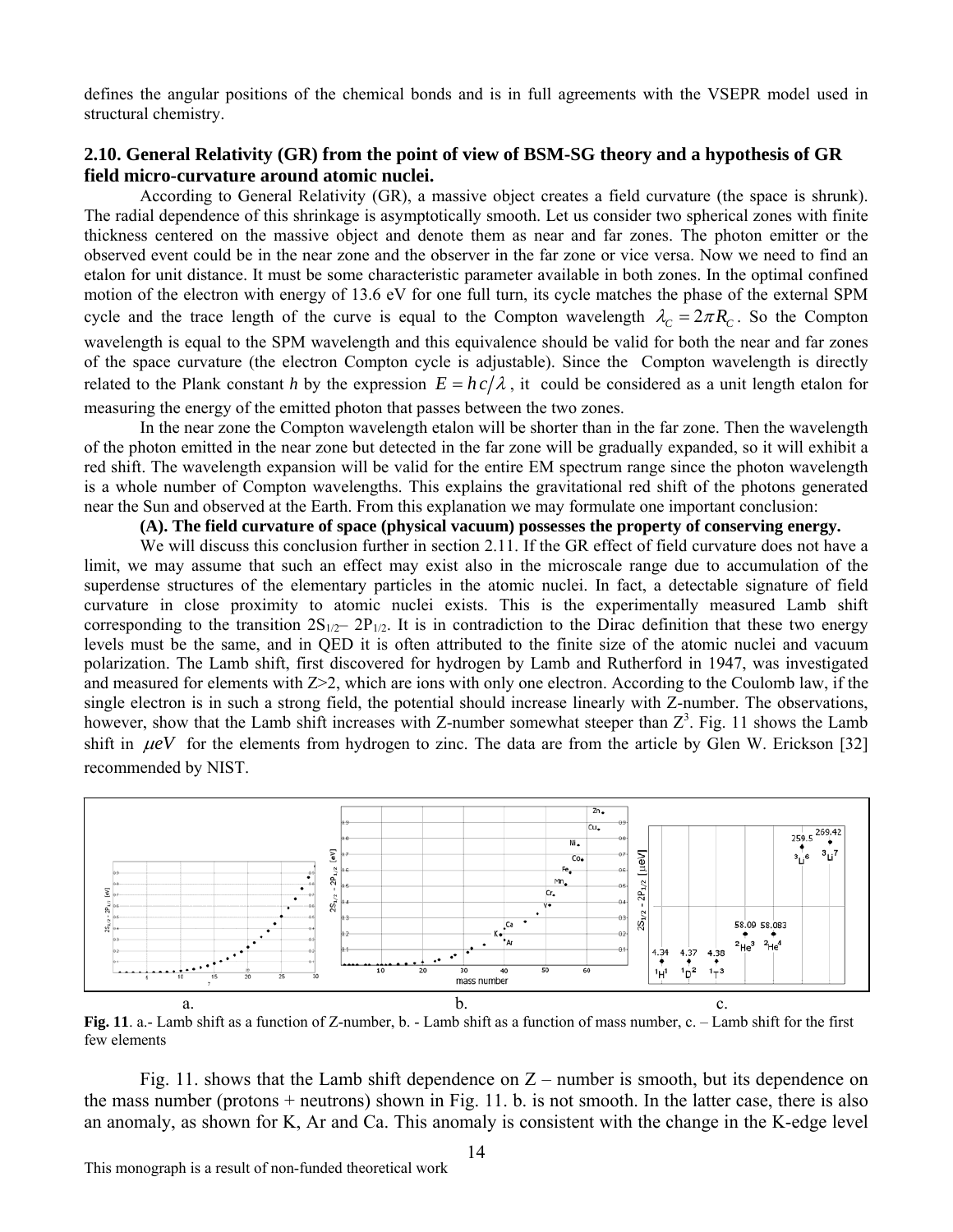defines the angular positions of the chemical bonds and is in full agreements with the VSEPR model used in structural chemistry.

### 2.10. General Relativity (GR) from the point of view of BSM-SG theory and a hypothesis of GR field micro-curvature around atomic nuclei.

According to General Relativity (GR), a massive object creates a field curvature (the space is shrunk). The radial dependence of this shrinkage is asymptotically smooth. Let us consider two spherical zones with finite thickness centered on the massive object and denote them as near and far zones. The photon emitter or the observed event could be in the near zone and the observer in the far zone or vice versa. Now we need to find an etalon for unit distance. It must be some characteristic parameter available in both zones. In the optimal confined motion of the electron with energy of 13.6 eV for one full turn, its cycle matches the phase of the external SPM cycle and the trace length of the curve is equal to the Compton wavelength $\lambda_C = 2\pi R_C$. So the Compton wavelength is equal to the SPM wavelength and this equivalence should be valid for both the near and far zones of the space curvature (the electron Compton cycle is adjustable). Since the Compton wavelength is directly related to the Plank constant *h* by the expression $E = hc/\lambda$, it could be considered as a unit length etalon for measuring the energy of the emitted photon that passes between the two zones.

In the near zone the Compton wavelength etalon will be shorter than in the far zone. Then the wavelength of the photon emitted in the near zone but detected in the far zone will be gradually expanded, so it will exhibit a red shift. The wavelength expansion will be valid for the entire EM spectrum range since the photon wavelength is a whole number of Compton wavelengths. This explains the gravitational red shift of the photons generated near the Sun and observed at the Earth. From this explanation we may formulate one important conclusion:

**(A). The field curvature of space (physical vacuum) possesses the property of conserving energy.**

We will discuss this conclusion further in section 2.11. If the GR effect of field curvature does not have a limit, we may assume that such an effect may exist also in the microscale range due to accumulation of the superdense structures of the elementary particles in the atomic nuclei. In fact, a detectable signature of field curvature in close proximity to atomic nuclei exists. This is the experimentally measured Lamb shift corresponding to the transition $2S_{1/2}$– $2P_{1/2}$. It is in contradiction to the Dirac definition that these two energy levels must be the same, and in QED it is often attributed to the finite size of the atomic nuclei and vacuum polarization. The Lamb shift, first discovered for hydrogen by Lamb and Rutherford in 1947, was investigated and measured for elements with Z>2, which are ions with only one electron. According to the Coulomb law, if the single electron is in such a strong field, the potential should increase linearly with Z-number. The observations, however, show that the Lamb shift increases with Z-number somewhat steeper than $Z^3$. Fig. 11 shows the Lamb shift in $\mu eV$ for the elements from hydrogen to zinc. The data are from the article by Glen W. Erickson [32] recommended by NIST.

a. b. c.

**Fig. 11**. a.- Lamb shift as a function of Z-number, b. - Lamb shift as a function of mass number, c. – Lamb shift for the first few elements

Fig. 11. shows that the Lamb shift dependence on Z – number is smooth, but its dependence on the mass number (protons + neutrons) shown in Fig. 11. b. is not smooth. In the latter case, there is also an anomaly, as shown for K, Ar and Ca. This anomaly is consistent with the change in the K-edge level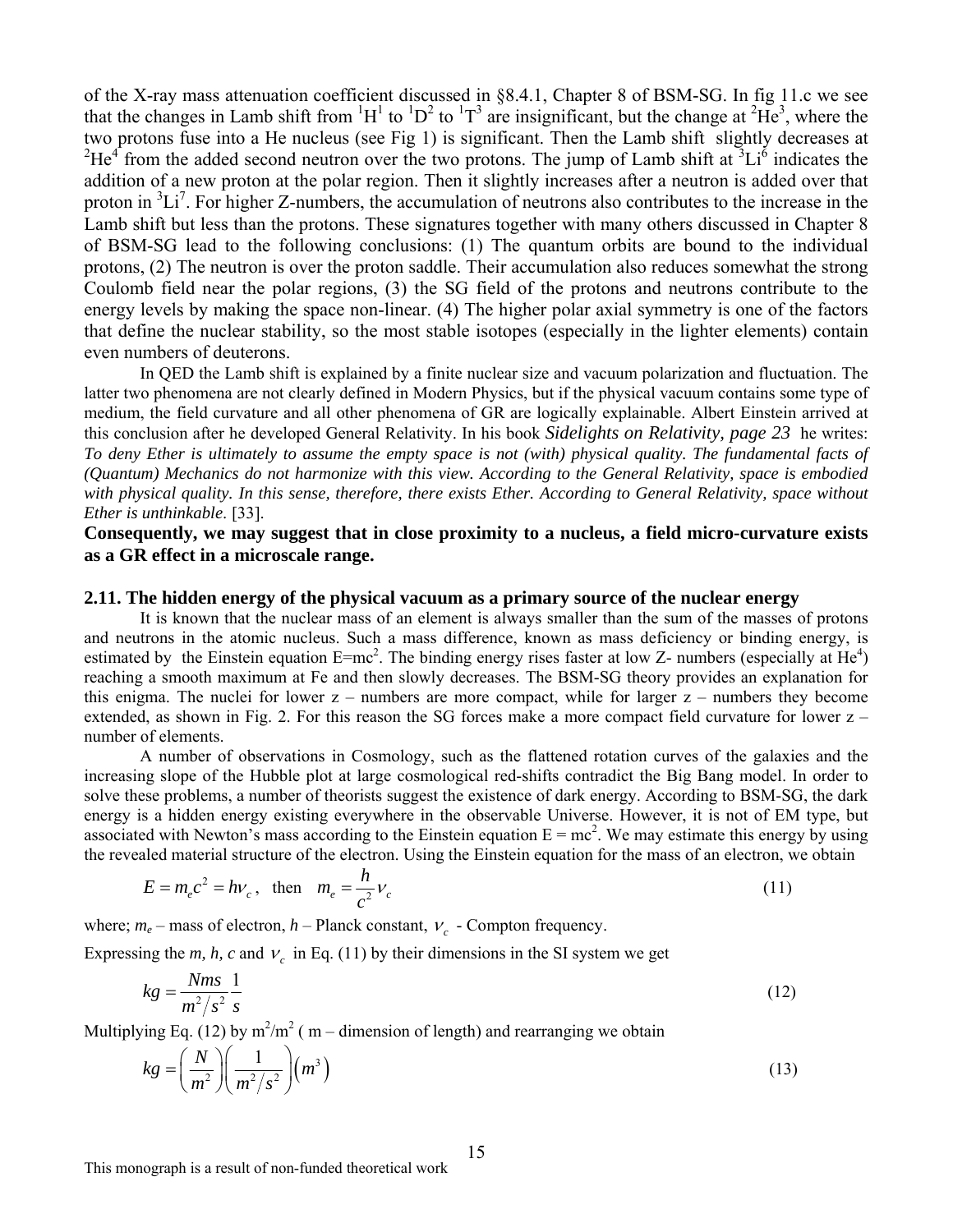of the X-ray mass attenuation coefficient discussed in §8.4.1, Chapter 8 of BSM-SG. In fig 11.c we see that the changes in Lamb shift from $^{1}H^{1}$ to $^{1}D^{2}$ to $^{1}T^{3}$ are insignificant, but the change at $^{2}He^{3}$, where the two protons fuse into a He nucleus (see Fig 1) is significant. Then the Lamb shift slightly decreases at $^{2}He^{4}$ from the added second neutron over the two protons. The jump of Lamb shift at $^{3}Li^{6}$ indicates the addition of a new proton at the polar region. Then it slightly increases after a neutron is added over that proton in $^{3}Li^{7}$. For higher Z-numbers, the accumulation of neutrons also contributes to the increase in the Lamb shift but less than the protons. These signatures together with many others discussed in Chapter 8 of BSM-SG lead to the following conclusions: (1) The quantum orbits are bound to the individual protons, (2) The neutron is over the proton saddle. Their accumulation also reduces somewhat the strong Coulomb field near the polar regions, (3) the SG field of the protons and neutrons contribute to the energy levels by making the space non-linear. (4) The higher polar axial symmetry is one of the factors that define the nuclear stability, so the most stable isotopes (especially in the lighter elements) contain even numbers of deuterons.

In QED the Lamb shift is explained by a finite nuclear size and vacuum polarization and fluctuation. The latter two phenomena are not clearly defined in Modern Physics, but if the physical vacuum contains some type of medium, the field curvature and all other phenomena of GR are logically explainable. Albert Einstein arrived at this conclusion after he developed General Relativity. In his book *Sidelights on Relativity, page 23* he writes: *To deny Ether is ultimately to assume the empty space is not (with) physical quality. The fundamental facts of (Quantum) Mechanics do not harmonize with this view. According to the General Relativity, space is embodied with physical quality. In this sense, therefore, there exists Ether. According to General Relativity, space without Ether is unthinkable*. [33].

**Consequently, we may suggest that in close proximity to a nucleus, a field micro-curvature exists as a GR effect in a microscale range.**

## 2.11. The hidden energy of the physical vacuum as a primary source of the nuclear energy

It is known that the nuclear mass of an element is always smaller than the sum of the masses of protons and neutrons in the atomic nucleus. Such a mass difference, known as mass deficiency or binding energy, is estimated by the Einstein equation $E=mc^2$. The binding energy rises faster at low Z- numbers (especially at $He^4$) reaching a smooth maximum at Fe and then slowly decreases. The BSM-SG theory provides an explanation for this enigma. The nuclei for lower z – numbers are more compact, while for larger z – numbers they become extended, as shown in Fig. 2. For this reason the SG forces make a more compact field curvature for lower z – number of elements.

A number of observations in Cosmology, such as the flattened rotation curves of the galaxies and the increasing slope of the Hubble plot at large cosmological red-shifts contradict the Big Bang model. In order to solve these problems, a number of theorists suggest the existence of dark energy. According to BSM-SG, the dark energy is a hidden energy existing everywhere in the observable Universe. However, it is not of EM type, but associated with Newton's mass according to the Einstein equation $E = mc^2$. We may estimate this energy by using the revealed material structure of the electron. Using the Einstein equation for the mass of an electron, we obtain

$$E = m_e c^2 = h\nu_c, \quad \text{then} \quad m_e = \frac{h}{c^2}\nu_c \tag{11}$$

where; $m_e$ – mass of electron, $h$ – Planck constant, $\nu_c$ - Compton frequency.

Expressing the $m$, $h$, $c$ and $\nu_c$ in Eq. (11) by their dimensions in the SI system we get

$$kg = \frac{Nms}{m^2/s^2}\frac{1}{s} \tag{12}$$

Multiplying Eq. (12) by $m^2/m^2$ ( m – dimension of length) and rearranging we obtain

$$kg = \left(\frac{N}{m^2}\right)\left(\frac{1}{m^2/s^2}\right)\left(m^3\right) \tag{13}$$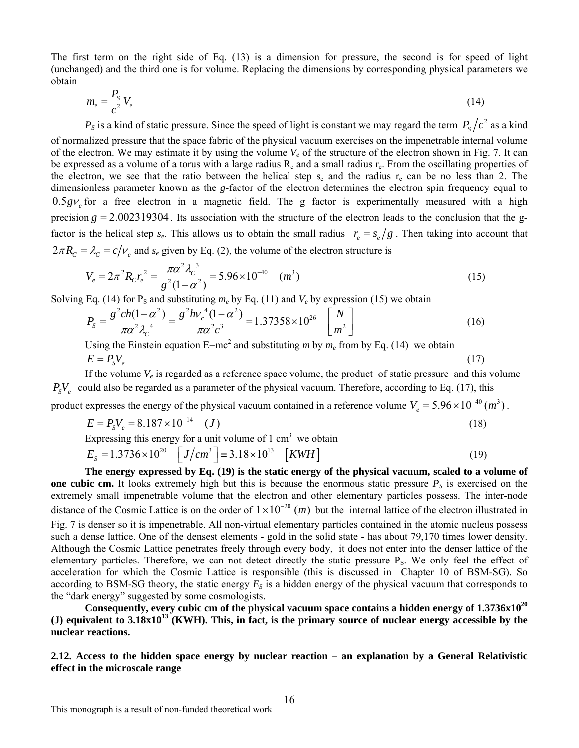The first term on the right side of Eq. (13) is a dimension for pressure, the second is for speed of light (unchanged) and the third one is for volume. Replacing the dimensions by corresponding physical parameters we obtain

$$m_e = \frac{P_S}{c^2} V_e \tag{14}$$

$P_S$ is a kind of static pressure. Since the speed of light is constant we may regard the term $P_S/c^2$ as a kind of normalized pressure that the space fabric of the physical vacuum exercises on the impenetrable internal volume of the electron. We may estimate it by using the volume $V_e$ of the structure of the electron shown in Fig. 7. It can be expressed as a volume of a torus with a large radius $R_c$ and a small radius $r_e$. From the oscillating properties of the electron, we see that the ratio between the helical step $s_e$ and the radius $r_e$ can be no less than 2. The dimensionless parameter known as the *g*-factor of the electron determines the electron spin frequency equal to $0.5g\nu_c$ for a free electron in a magnetic field. The g factor is experimentally measured with a high precision $g = 2.002319304$. Its association with the structure of the electron leads to the conclusion that the g-factor is the helical step $s_e$. This allows us to obtain the small radius $r_e = s_e/g$. Then taking into account that $2\pi R_C = \lambda_C = c/\nu_c$ and $s_e$ given by Eq. (2), the volume of the electron structure is

$$V_e = 2\pi^2 R_C r_e^2 = \frac{\pi\alpha^2 \lambda_C^{\ 3}}{g^2(1-\alpha^2)} = 5.96 \times 10^{-40} \quad (m^3) \tag{15}$$

Solving Eq. (14) for $P_S$ and substituting $m_e$ by Eq. (11) and $V_e$ by expression (15) we obtain

$$P_S = \frac{g^2 ch(1-\alpha^2)}{\pi\alpha^2 \lambda_C^{\ 4}} = \frac{g^2 h\nu_c^{\ 4}(1-\alpha^2)}{\pi\alpha^2 c^3} = 1.37358 \times 10^{26} \quad \left[\frac{N}{m^2}\right] \tag{16}$$

Using the Einstein equation $E=mc^2$ and substituting $m$ by $m_e$ from by Eq. (14) we obtain

$$E = P_S V_e \tag{17}$$

If the volume $V_e$ is regarded as a reference space volume, the product of static pressure and this volume $P_S V_e$ could also be regarded as a parameter of the physical vacuum. Therefore, according to Eq. (17), this product expresses the energy of the physical vacuum contained in a reference volume $V_e = 5.96 \times 10^{-40}\ (m^3)$.

$$E = P_S V_e = 8.187 \times 10^{-14} \quad (J) \tag{18}$$

Expressing this energy for a unit volume of 1 cm$^3$ we obtain

$$E_S = 1.3736 \times 10^{20} \quad \left[J/cm^3\right] \equiv 3.18 \times 10^{13} \quad \left[KWH\right] \tag{19}$$

**The energy expressed by Eq. (19) is the static energy of the physical vacuum, scaled to a volume of one cubic cm.** It looks extremely high but this is because the enormous static pressure $P_S$ is exercised on the extremely small impenetrable volume that the electron and other elementary particles possess. The inter-node distance of the Cosmic Lattice is on the order of $1 \times 10^{-20}\ (m)$ but the internal lattice of the electron illustrated in Fig. 7 is denser so it is impenetrable. All non-virtual elementary particles contained in the atomic nucleus possess such a dense lattice. One of the densest elements - gold in the solid state - has about 79,170 times lower density. Although the Cosmic Lattice penetrates freely through every body, it does not enter into the denser lattice of the elementary particles. Therefore, we can not detect directly the static pressure $P_S$. We only feel the effect of acceleration for which the Cosmic Lattice is responsible (this is discussed in Chapter 10 of BSM-SG). So according to BSM-SG theory, the static energy $E_S$ is a hidden energy of the physical vacuum that corresponds to the "dark energy" suggested by some cosmologists.

**Consequently, every cubic cm of the physical vacuum space contains a hidden energy of 1.3736x10$^{20}$ (J) equivalent to 3.18x10$^{13}$ (KWH). This, in fact, is the primary source of nuclear energy accessible by the nuclear reactions.**

### 2.12. Access to the hidden space energy by nuclear reaction – an explanation by a General Relativistic effect in the microscale range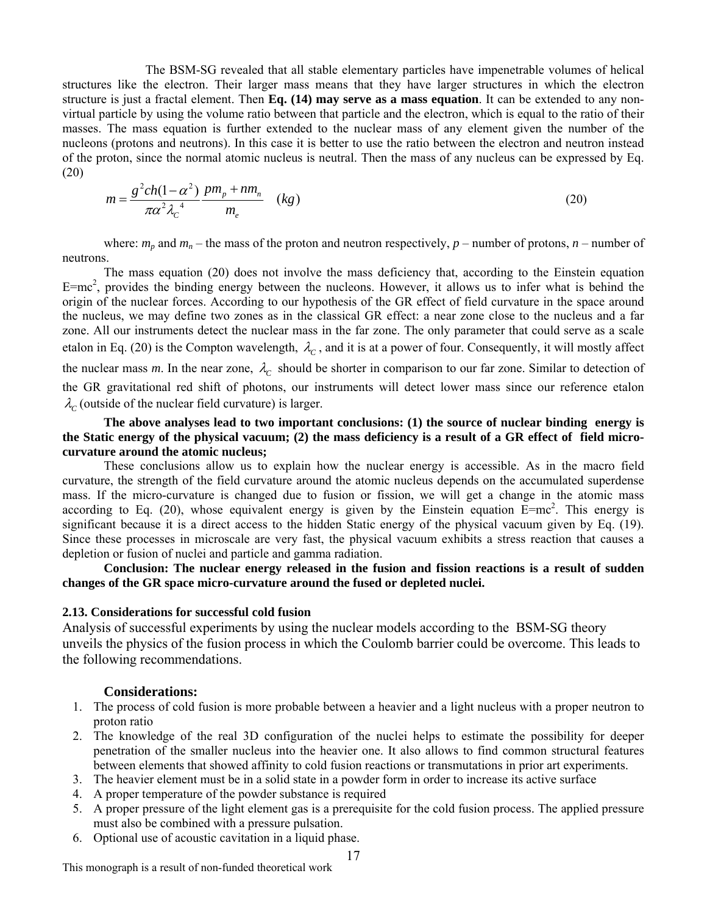The BSM-SG revealed that all stable elementary particles have impenetrable volumes of helical structures like the electron. Their larger mass means that they have larger structures in which the electron structure is just a fractal element. Then **Eq. (14) may serve as a mass equation**. It can be extended to any non-virtual particle by using the volume ratio between that particle and the electron, which is equal to the ratio of their masses. The mass equation is further extended to the nuclear mass of any element given the number of the nucleons (protons and neutrons). In this case it is better to use the ratio between the electron and neutron instead of the proton, since the normal atomic nucleus is neutral. Then the mass of any nucleus can be expressed by Eq. (20)

$$m = \frac{g^2 ch(1-\alpha^2)}{\pi\alpha^2 \lambda_C^{\ 4}} \frac{pm_p + nm_n}{m_e} \quad (kg) \tag{20}$$

where: $m_p$ and $m_n$ – the mass of the proton and neutron respectively, $p$ – number of protons, $n$ – number of neutrons.

The mass equation (20) does not involve the mass deficiency that, according to the Einstein equation $E=mc^2$, provides the binding energy between the nucleons. However, it allows us to infer what is behind the origin of the nuclear forces. According to our hypothesis of the GR effect of field curvature in the space around the nucleus, we may define two zones as in the classical GR effect: a near zone close to the nucleus and a far zone. All our instruments detect the nuclear mass in the far zone. The only parameter that could serve as a scale etalon in Eq. (20) is the Compton wavelength, $\lambda_C$, and it is at a power of four. Consequently, it will mostly affect the nuclear mass $m$. In the near zone, $\lambda_C$ should be shorter in comparison to our far zone. Similar to detection of the GR gravitational red shift of photons, our instruments will detect lower mass since our reference etalon $\lambda_C$ (outside of the nuclear field curvature) is larger.

**The above analyses lead to two important conclusions: (1) the source of nuclear binding energy is the Static energy of the physical vacuum; (2) the mass deficiency is a result of a GR effect of field micro-curvature around the atomic nucleus;**

These conclusions allow us to explain how the nuclear energy is accessible. As in the macro field curvature, the strength of the field curvature around the atomic nucleus depends on the accumulated superdense mass. If the micro-curvature is changed due to fusion or fission, we will get a change in the atomic mass according to Eq. (20), whose equivalent energy is given by the Einstein equation $E=mc^2$. This energy is significant because it is a direct access to the hidden Static energy of the physical vacuum given by Eq. (19). Since these processes in microscale are very fast, the physical vacuum exhibits a stress reaction that causes a depletion or fusion of nuclei and particle and gamma radiation.

**Conclusion: The nuclear energy released in the fusion and fission reactions is a result of sudden changes of the GR space micro-curvature around the fused or depleted nuclei.**

### 2.13. Considerations for successful cold fusion

Analysis of successful experiments by using the nuclear models according to the BSM-SG theory unveils the physics of the fusion process in which the Coulomb barrier could be overcome. This leads to the following recommendations.

**Considerations:**

1. The process of cold fusion is more probable between a heavier and a light nucleus with a proper neutron to proton ratio
2. The knowledge of the real 3D configuration of the nuclei helps to estimate the possibility for deeper penetration of the smaller nucleus into the heavier one. It also allows to find common structural features between elements that showed affinity to cold fusion reactions or transmutations in prior art experiments.
3. The heavier element must be in a solid state in a powder form in order to increase its active surface
4. A proper temperature of the powder substance is required
5. A proper pressure of the light element gas is a prerequisite for the cold fusion process. The applied pressure must also be combined with a pressure pulsation.
6. Optional use of acoustic cavitation in a liquid phase.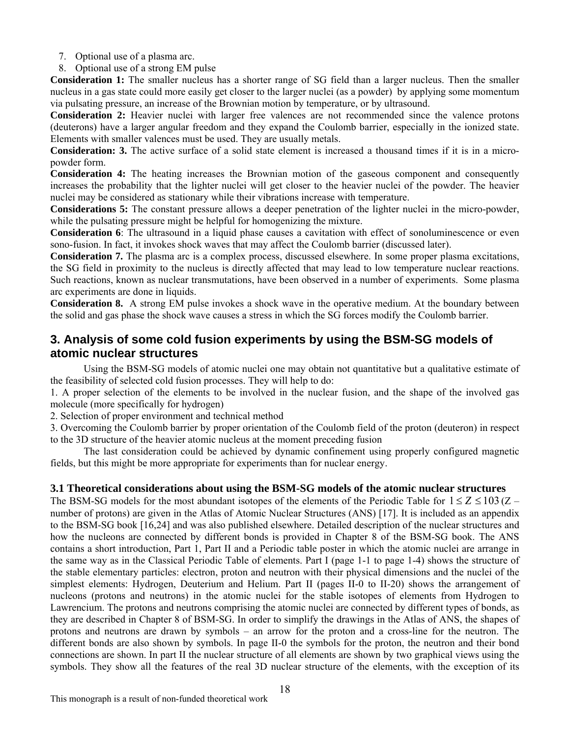7. Optional use of a plasma arc.
8. Optional use of a strong EM pulse

**Consideration 1:** The smaller nucleus has a shorter range of SG field than a larger nucleus. Then the smaller nucleus in a gas state could more easily get closer to the larger nuclei (as a powder) by applying some momentum via pulsating pressure, an increase of the Brownian motion by temperature, or by ultrasound.

**Consideration 2:** Heavier nuclei with larger free valences are not recommended since the valence protons (deuterons) have a larger angular freedom and they expand the Coulomb barrier, especially in the ionized state. Elements with smaller valences must be used. They are usually metals.

**Consideration: 3.** The active surface of a solid state element is increased a thousand times if it is in a micro-powder form.

**Consideration 4:** The heating increases the Brownian motion of the gaseous component and consequently increases the probability that the lighter nuclei will get closer to the heavier nuclei of the powder. The heavier nuclei may be considered as stationary while their vibrations increase with temperature.

**Considerations 5:** The constant pressure allows a deeper penetration of the lighter nuclei in the micro-powder, while the pulsating pressure might be helpful for homogenizing the mixture.

**Consideration 6**: The ultrasound in a liquid phase causes a cavitation with effect of sonoluminescence or even sono-fusion. In fact, it invokes shock waves that may affect the Coulomb barrier (discussed later).

**Consideration 7.** The plasma arc is a complex process, discussed elsewhere. In some proper plasma excitations, the SG field in proximity to the nucleus is directly affected that may lead to low temperature nuclear reactions. Such reactions, known as nuclear transmutations, have been observed in a number of experiments. Some plasma arc experiments are done in liquids.

**Consideration 8.** A strong EM pulse invokes a shock wave in the operative medium. At the boundary between the solid and gas phase the shock wave causes a stress in which the SG forces modify the Coulomb barrier.

## 3. Analysis of some cold fusion experiments by using the BSM-SG models of atomic nuclear structures

Using the BSM-SG models of atomic nuclei one may obtain not quantitative but a qualitative estimate of the feasibility of selected cold fusion processes. They will help to do:

1. A proper selection of the elements to be involved in the nuclear fusion, and the shape of the involved gas molecule (more specifically for hydrogen)
2. Selection of proper environment and technical method
3. Overcoming the Coulomb barrier by proper orientation of the Coulomb field of the proton (deuteron) in respect to the 3D structure of the heavier atomic nucleus at the moment preceding fusion

The last consideration could be achieved by dynamic confinement using properly configured magnetic fields, but this might be more appropriate for experiments than for nuclear energy.

### 3.1 Theoretical considerations about using the BSM-SG models of the atomic nuclear structures

The BSM-SG models for the most abundant isotopes of the elements of the Periodic Table for $1 \leq Z \leq 103$ (Z – number of protons) are given in the Atlas of Atomic Nuclear Structures (ANS) [17]. It is included as an appendix to the BSM-SG book [16,24] and was also published elsewhere. Detailed description of the nuclear structures and how the nucleons are connected by different bonds is provided in Chapter 8 of the BSM-SG book. The ANS contains a short introduction, Part 1, Part II and a Periodic table poster in which the atomic nuclei are arrange in the same way as in the Classical Periodic Table of elements. Part I (page 1-1 to page 1-4) shows the structure of the stable elementary particles: electron, proton and neutron with their physical dimensions and the nuclei of the simplest elements: Hydrogen, Deuterium and Helium. Part II (pages II-0 to II-20) shows the arrangement of nucleons (protons and neutrons) in the atomic nuclei for the stable isotopes of elements from Hydrogen to Lawrencium. The protons and neutrons comprising the atomic nuclei are connected by different types of bonds, as they are described in Chapter 8 of BSM-SG. In order to simplify the drawings in the Atlas of ANS, the shapes of protons and neutrons are drawn by symbols – an arrow for the proton and a cross-line for the neutron. The different bonds are also shown by symbols. In page II-0 the symbols for the proton, the neutron and their bond connections are shown. In part II the nuclear structure of all elements are shown by two graphical views using the symbols. They show all the features of the real 3D nuclear structure of the elements, with the exception of its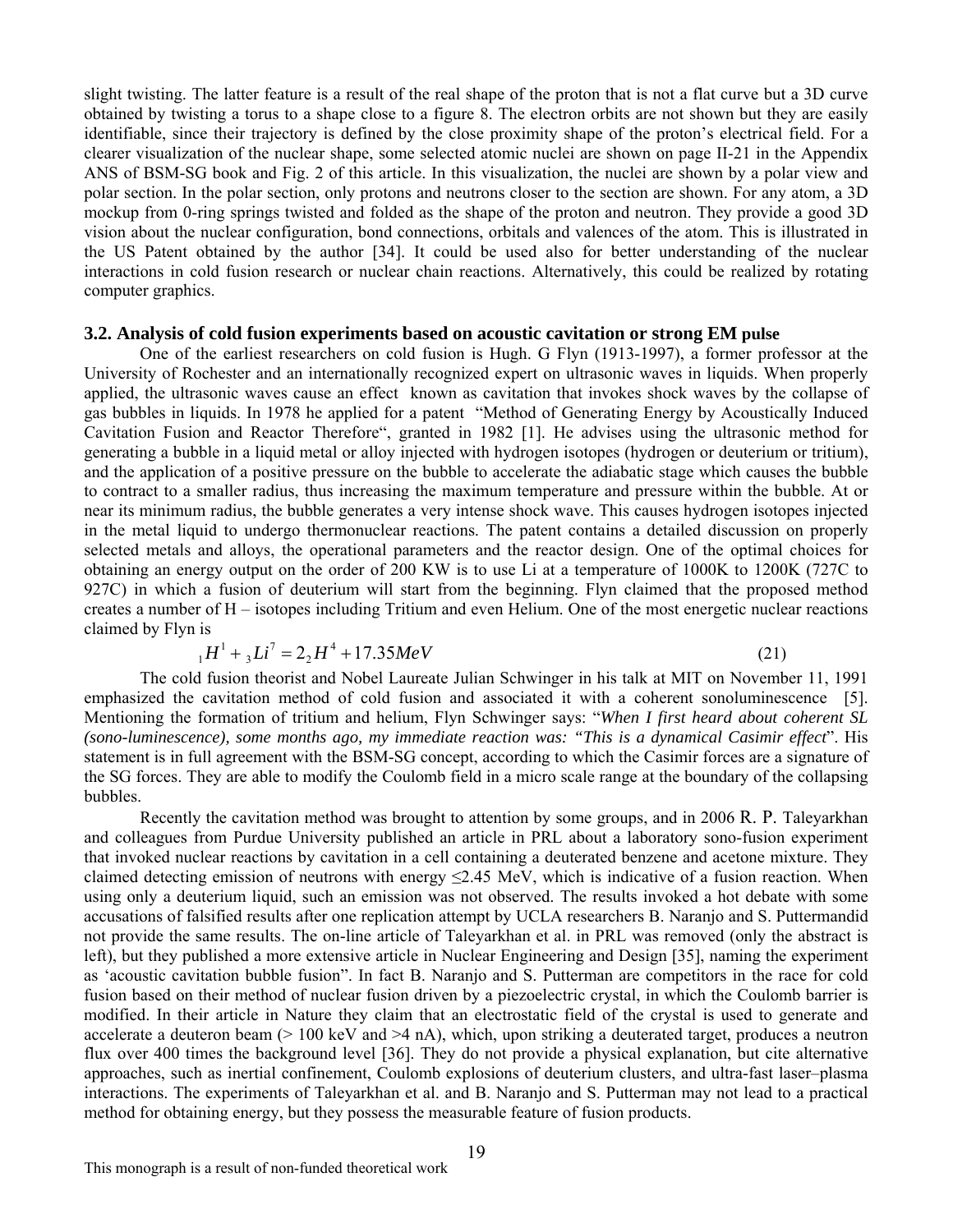slight twisting. The latter feature is a result of the real shape of the proton that is not a flat curve but a 3D curve obtained by twisting a torus to a shape close to a figure 8. The electron orbits are not shown but they are easily identifiable, since their trajectory is defined by the close proximity shape of the proton's electrical field. For a clearer visualization of the nuclear shape, some selected atomic nuclei are shown on page II-21 in the Appendix ANS of BSM-SG book and Fig. 2 of this article. In this visualization, the nuclei are shown by a polar view and polar section. In the polar section, only protons and neutrons closer to the section are shown. For any atom, a 3D mockup from 0-ring springs twisted and folded as the shape of the proton and neutron. They provide a good 3D vision about the nuclear configuration, bond connections, orbitals and valences of the atom. This is illustrated in the US Patent obtained by the author [34]. It could be used also for better understanding of the nuclear interactions in cold fusion research or nuclear chain reactions. Alternatively, this could be realized by rotating computer graphics.

### 3.2. Analysis of cold fusion experiments based on acoustic cavitation or strong EM pulse

One of the earliest researchers on cold fusion is Hugh. G Flyn (1913-1997), a former professor at the University of Rochester and an internationally recognized expert on ultrasonic waves in liquids. When properly applied, the ultrasonic waves cause an effect known as cavitation that invokes shock waves by the collapse of gas bubbles in liquids. In 1978 he applied for a patent "Method of Generating Energy by Acoustically Induced Cavitation Fusion and Reactor Therefore", granted in 1982 [1]. He advises using the ultrasonic method for generating a bubble in a liquid metal or alloy injected with hydrogen isotopes (hydrogen or deuterium or tritium), and the application of a positive pressure on the bubble to accelerate the adiabatic stage which causes the bubble to contract to a smaller radius, thus increasing the maximum temperature and pressure within the bubble. At or near its minimum radius, the bubble generates a very intense shock wave. This causes hydrogen isotopes injected in the metal liquid to undergo thermonuclear reactions. The patent contains a detailed discussion on properly selected metals and alloys, the operational parameters and the reactor design. One of the optimal choices for obtaining an energy output on the order of 200 KW is to use Li at a temperature of 1000K to 1200K (727C to 927C) in which a fusion of deuterium will start from the beginning. Flyn claimed that the proposed method creates a number of H – isotopes including Tritium and even Helium. One of the most energetic nuclear reactions claimed by Flyn is

$$ {}_1H^1 + {}_3Li^7 = 2\,{}_2H^4 + 17.35MeV \tag{21} $$

The cold fusion theorist and Nobel Laureate Julian Schwinger in his talk at MIT on November 11, 1991 emphasized the cavitation method of cold fusion and associated it with a coherent sonoluminescence [5]. Mentioning the formation of tritium and helium, Flyn Schwinger says: "*When I first heard about coherent SL (sono-luminescence), some months ago, my immediate reaction was: "This is a dynamical Casimir effect*". His statement is in full agreement with the BSM-SG concept, according to which the Casimir forces are a signature of the SG forces. They are able to modify the Coulomb field in a micro scale range at the boundary of the collapsing bubbles.

Recently the cavitation method was brought to attention by some groups, and in 2006 R. P. Taleyarkhan and colleagues from Purdue University published an article in PRL about a laboratory sono-fusion experiment that invoked nuclear reactions by cavitation in a cell containing a deuterated benzene and acetone mixture. They claimed detecting emission of neutrons with energy ≤2.45 MeV, which is indicative of a fusion reaction. When using only a deuterium liquid, such an emission was not observed. The results invoked a hot debate with some accusations of falsified results after one replication attempt by UCLA researchers B. Naranjo and S. Puttermandid not provide the same results. The on-line article of Taleyarkhan et al. in PRL was removed (only the abstract is left), but they published a more extensive article in Nuclear Engineering and Design [35], naming the experiment as 'acoustic cavitation bubble fusion". In fact B. Naranjo and S. Putterman are competitors in the race for cold fusion based on their method of nuclear fusion driven by a piezoelectric crystal, in which the Coulomb barrier is modified. In their article in Nature they claim that an electrostatic field of the crystal is used to generate and accelerate a deuteron beam (> 100 keV and >4 nA), which, upon striking a deuterated target, produces a neutron flux over 400 times the background level [36]. They do not provide a physical explanation, but cite alternative approaches, such as inertial confinement, Coulomb explosions of deuterium clusters, and ultra-fast laser–plasma interactions. The experiments of Taleyarkhan et al. and B. Naranjo and S. Putterman may not lead to a practical method for obtaining energy, but they possess the measurable feature of fusion products.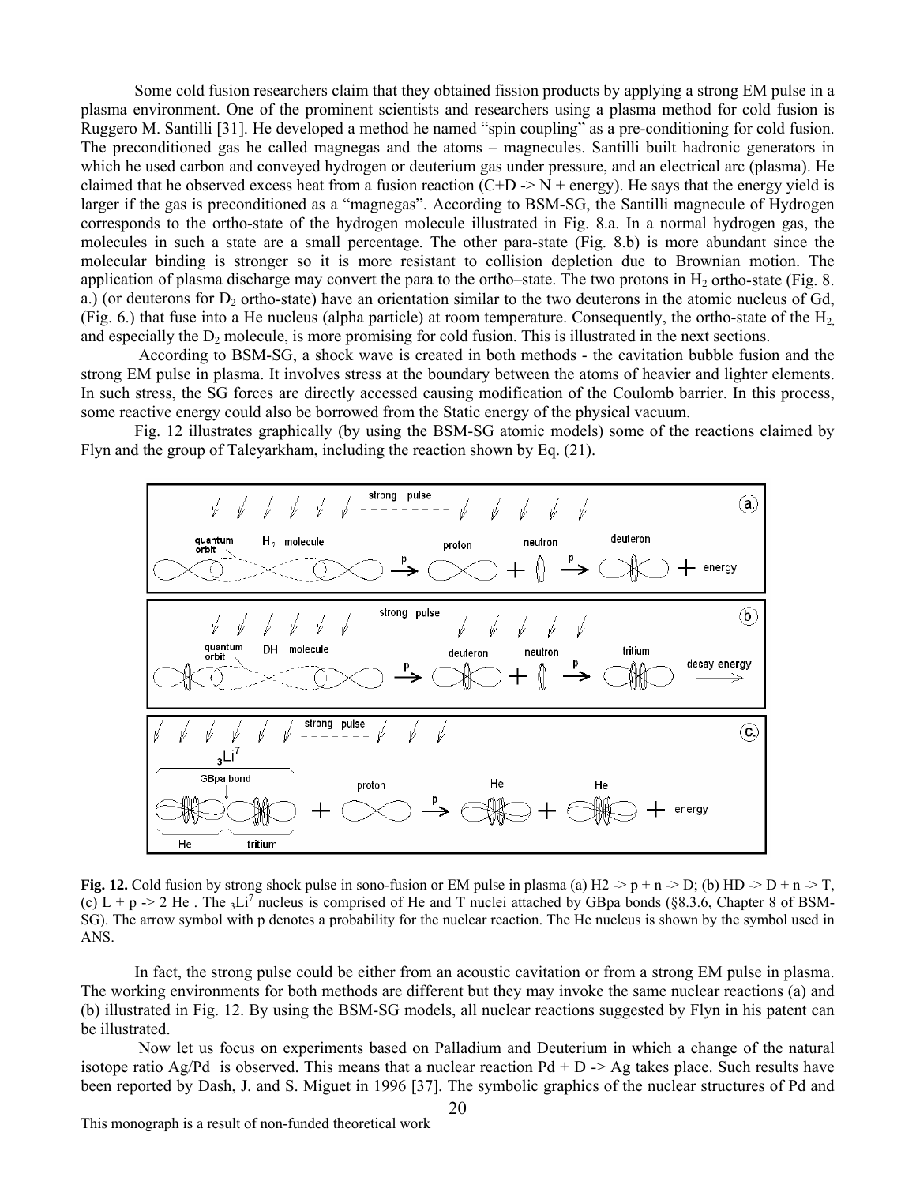Some cold fusion researchers claim that they obtained fission products by applying a strong EM pulse in a plasma environment. One of the prominent scientists and researchers using a plasma method for cold fusion is Ruggero M. Santilli [31]. He developed a method he named "spin coupling" as a pre-conditioning for cold fusion. The preconditioned gas he called magnegas and the atoms – magnecules. Santilli built hadronic generators in which he used carbon and conveyed hydrogen or deuterium gas under pressure, and an electrical arc (plasma). He claimed that he observed excess heat from a fusion reaction (C+D -> N + energy). He says that the energy yield is larger if the gas is preconditioned as a "magnegas". According to BSM-SG, the Santilli magnecule of Hydrogen corresponds to the ortho-state of the hydrogen molecule illustrated in Fig. 8.a. In a normal hydrogen gas, the molecules in such a state are a small percentage. The other para-state (Fig. 8.b) is more abundant since the molecular binding is stronger so it is more resistant to collision depletion due to Brownian motion. The application of plasma discharge may convert the para to the ortho–state. The two protons in $H_2$ ortho-state (Fig. 8. a.) (or deuterons for $D_2$ ortho-state) have an orientation similar to the two deuterons in the atomic nucleus of Gd, (Fig. 6.) that fuse into a He nucleus (alpha particle) at room temperature. Consequently, the ortho-state of the $H_2$, and especially the $D_2$ molecule, is more promising for cold fusion. This is illustrated in the next sections.

According to BSM-SG, a shock wave is created in both methods - the cavitation bubble fusion and the strong EM pulse in plasma. It involves stress at the boundary between the atoms of heavier and lighter elements. In such stress, the SG forces are directly accessed causing modification of the Coulomb barrier. In this process, some reactive energy could also be borrowed from the Static energy of the physical vacuum.

Fig. 12 illustrates graphically (by using the BSM-SG atomic models) some of the reactions claimed by Flyn and the group of Taleyarkham, including the reaction shown by Eq. (21).

**Fig. 12.** Cold fusion by strong shock pulse in sono-fusion or EM pulse in plasma (a) H2 -> p + n -> D; (b) HD -> D + n -> T, (c) L + p -> 2 He . The ${}_3Li^7$ nucleus is comprised of He and T nuclei attached by GBpa bonds (§8.3.6, Chapter 8 of BSM-SG). The arrow symbol with p denotes a probability for the nuclear reaction. The He nucleus is shown by the symbol used in ANS.

In fact, the strong pulse could be either from an acoustic cavitation or from a strong EM pulse in plasma. The working environments for both methods are different but they may invoke the same nuclear reactions (a) and (b) illustrated in Fig. 12. By using the BSM-SG models, all nuclear reactions suggested by Flyn in his patent can be illustrated.

Now let us focus on experiments based on Palladium and Deuterium in which a change of the natural isotope ratio Ag/Pd is observed. This means that a nuclear reaction Pd + D -> Ag takes place. Such results have been reported by Dash, J. and S. Miguet in 1996 [37]. The symbolic graphics of the nuclear structures of Pd and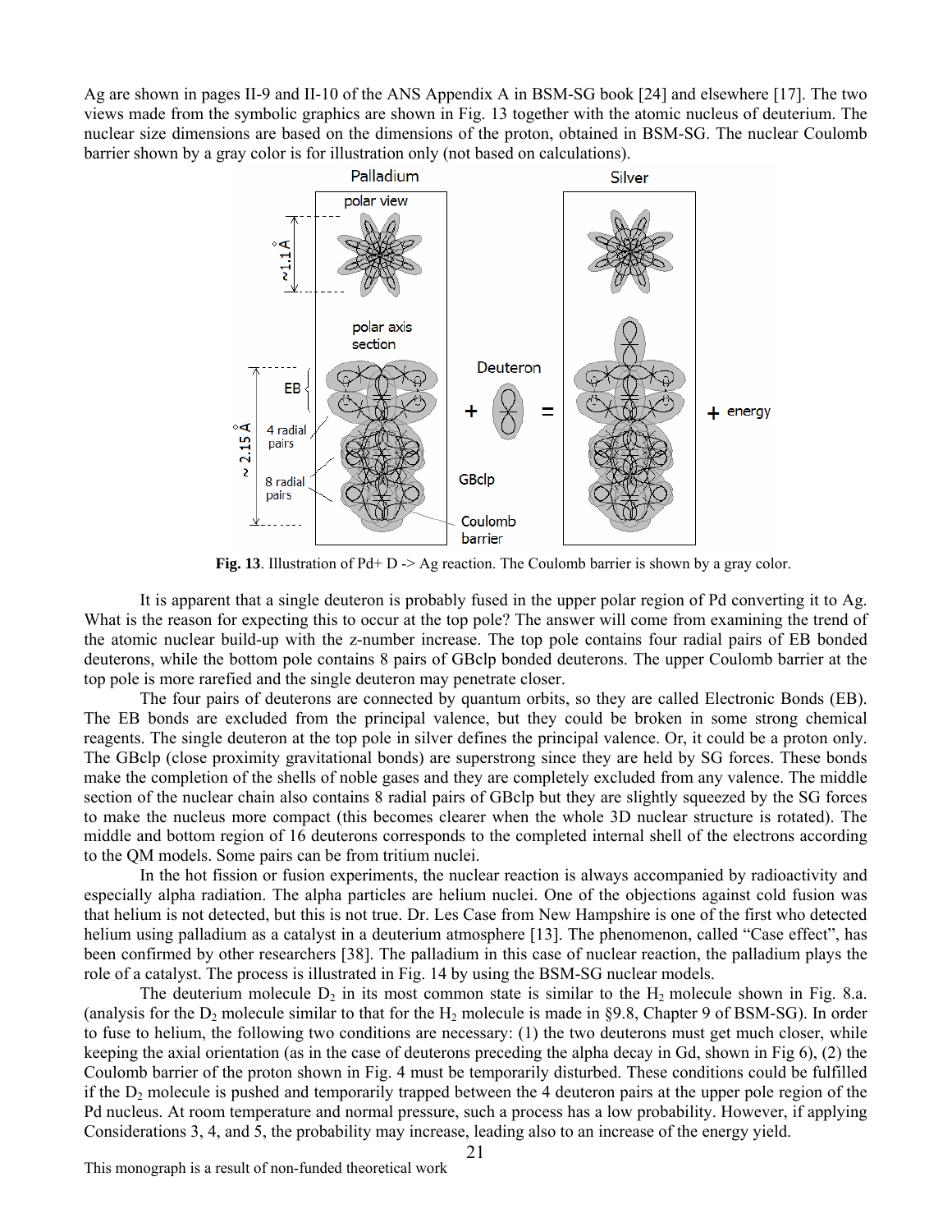Ag are shown in pages II-9 and II-10 of the ANS Appendix A in BSM-SG book [24] and elsewhere [17]. The two views made from the symbolic graphics are shown in Fig. 13 together with the atomic nucleus of deuterium. The nuclear size dimensions are based on the dimensions of the proton, obtained in BSM-SG. The nuclear Coulomb barrier shown by a gray color is for illustration only (not based on calculations).

**Fig. 13**. Illustration of Pd+ D -> Ag reaction. The Coulomb barrier is shown by a gray color.

It is apparent that a single deuteron is probably fused in the upper polar region of Pd converting it to Ag. What is the reason for expecting this to occur at the top pole? The answer will come from examining the trend of the atomic nuclear build-up with the z-number increase. The top pole contains four radial pairs of EB bonded deuterons, while the bottom pole contains 8 pairs of GBclp bonded deuterons. The upper Coulomb barrier at the top pole is more rarefied and the single deuteron may penetrate closer.

The four pairs of deuterons are connected by quantum orbits, so they are called Electronic Bonds (EB). The EB bonds are excluded from the principal valence, but they could be broken in some strong chemical reagents. The single deuteron at the top pole in silver defines the principal valence. Or, it could be a proton only. The GBclp (close proximity gravitational bonds) are superstrong since they are held by SG forces. These bonds make the completion of the shells of noble gases and they are completely excluded from any valence. The middle section of the nuclear chain also contains 8 radial pairs of GBclp but they are slightly squeezed by the SG forces to make the nucleus more compact (this becomes clearer when the whole 3D nuclear structure is rotated). The middle and bottom region of 16 deuterons corresponds to the completed internal shell of the electrons according to the QM models. Some pairs can be from tritium nuclei.

In the hot fission or fusion experiments, the nuclear reaction is always accompanied by radioactivity and especially alpha radiation. The alpha particles are helium nuclei. One of the objections against cold fusion was that helium is not detected, but this is not true. Dr. Les Case from New Hampshire is one of the first who detected helium using palladium as a catalyst in a deuterium atmosphere [13]. The phenomenon, called "Case effect", has been confirmed by other researchers [38]. The palladium in this case of nuclear reaction, the palladium plays the role of a catalyst. The process is illustrated in Fig. 14 by using the BSM-SG nuclear models.

The deuterium molecule $D_2$ in its most common state is similar to the $H_2$ molecule shown in Fig. 8.a. (analysis for the $D_2$ molecule similar to that for the $H_2$ molecule is made in §9.8, Chapter 9 of BSM-SG). In order to fuse to helium, the following two conditions are necessary: (1) the two deuterons must get much closer, while keeping the axial orientation (as in the case of deuterons preceding the alpha decay in Gd, shown in Fig 6), (2) the Coulomb barrier of the proton shown in Fig. 4 must be temporarily disturbed. These conditions could be fulfilled if the $D_2$ molecule is pushed and temporarily trapped between the 4 deuteron pairs at the upper pole region of the Pd nucleus. At room temperature and normal pressure, such a process has a low probability. However, if applying Considerations 3, 4, and 5, the probability may increase, leading also to an increase of the energy yield.

This monograph is a result of non-funded theoretical work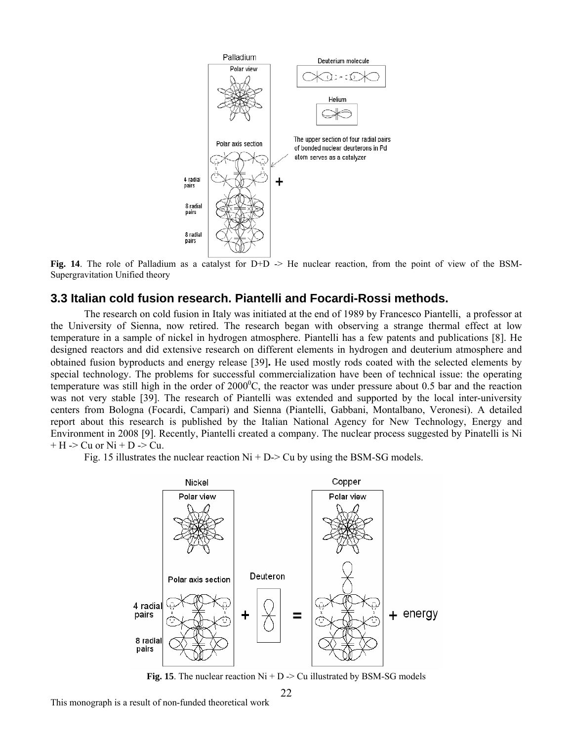**Fig. 14**. The role of Palladium as a catalyst for D+D -> He nuclear reaction, from the point of view of the BSM-Supergravitation Unified theory

## 3.3 Italian cold fusion research. Piantelli and Focardi-Rossi methods.

The research on cold fusion in Italy was initiated at the end of 1989 by Francesco Piantelli, a professor at the University of Sienna, now retired. The research began with observing a strange thermal effect at low temperature in a sample of nickel in hydrogen atmosphere. Piantelli has a few patents and publications [8]. He designed reactors and did extensive research on different elements in hydrogen and deuterium atmosphere and obtained fusion byproducts and energy release [39]**.** He used mostly rods coated with the selected elements by special technology. The problems for successful commercialization have been of technical issue: the operating temperature was still high in the order of $2000^0$C, the reactor was under pressure about 0.5 bar and the reaction was not very stable [39]. The research of Piantelli was extended and supported by the local inter-university centers from Bologna (Focardi, Campari) and Sienna (Piantelli, Gabbani, Montalbano, Veronesi). A detailed report about this research is published by the Italian National Agency for New Technology, Energy and Environment in 2008 [9]. Recently, Piantelli created a company. The nuclear process suggested by Pinatelli is Ni + H -> Cu or Ni + D -> Cu.

Fig. 15 illustrates the nuclear reaction Ni + D-> Cu by using the BSM-SG models.

**Fig. 15**. The nuclear reaction Ni + D -> Cu illustrated by BSM-SG models

This monograph is a result of non-funded theoretical work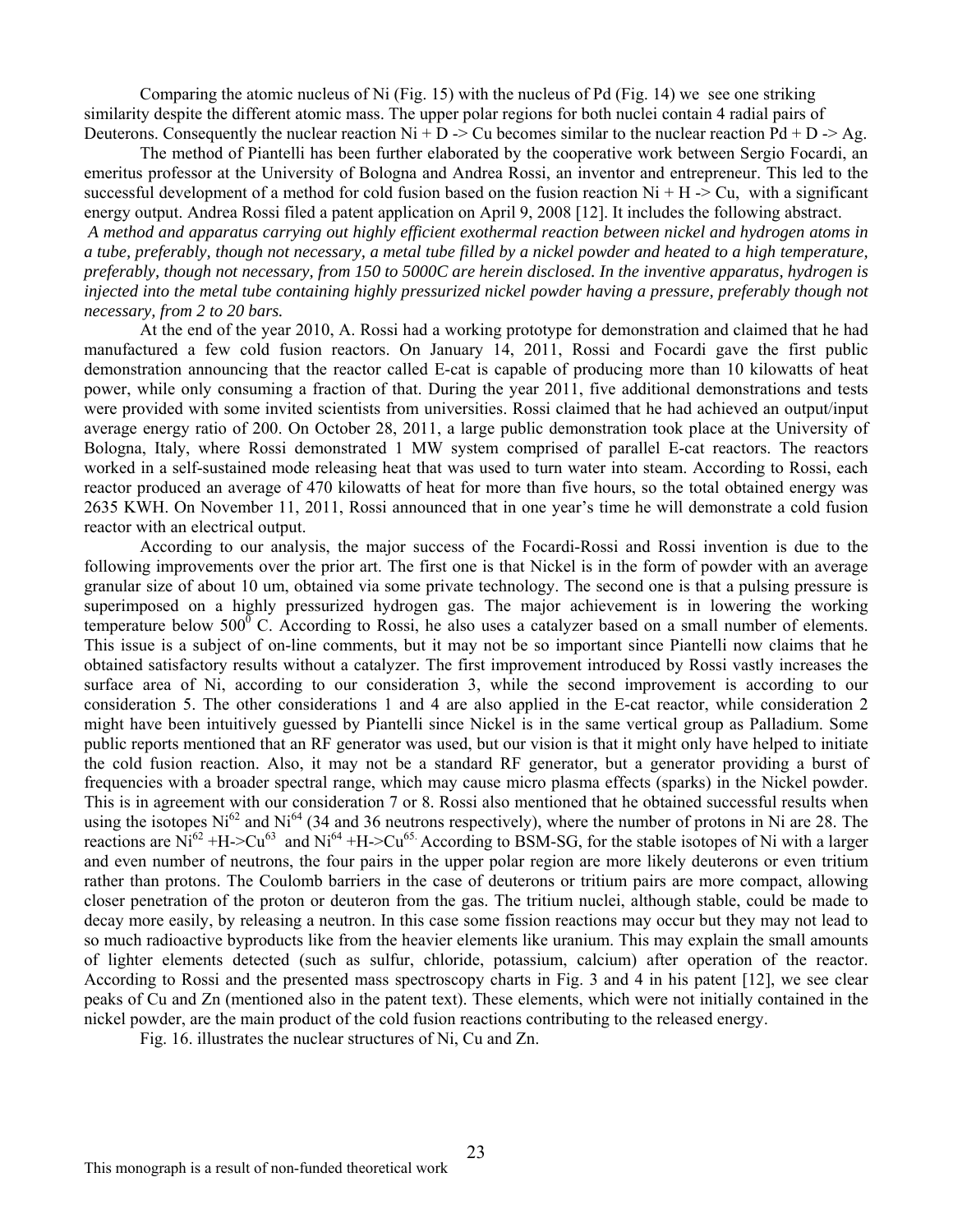Comparing the atomic nucleus of Ni (Fig. 15) with the nucleus of Pd (Fig. 14) we see one striking similarity despite the different atomic mass. The upper polar regions for both nuclei contain 4 radial pairs of Deuterons. Consequently the nuclear reaction Ni + D -> Cu becomes similar to the nuclear reaction Pd + D -> Ag.

The method of Piantelli has been further elaborated by the cooperative work between Sergio Focardi, an emeritus professor at the University of Bologna and Andrea Rossi, an inventor and entrepreneur. This led to the successful development of a method for cold fusion based on the fusion reaction Ni + H -> Cu, with a significant energy output. Andrea Rossi filed a patent application on April 9, 2008 [12]. It includes the following abstract.

*A method and apparatus carrying out highly efficient exothermal reaction between nickel and hydrogen atoms in a tube, preferably, though not necessary, a metal tube filled by a nickel powder and heated to a high temperature, preferably, though not necessary, from 150 to 5000C are herein disclosed. In the inventive apparatus, hydrogen is injected into the metal tube containing highly pressurized nickel powder having a pressure, preferably though not necessary, from 2 to 20 bars.*

At the end of the year 2010, A. Rossi had a working prototype for demonstration and claimed that he had manufactured a few cold fusion reactors. On January 14, 2011, Rossi and Focardi gave the first public demonstration announcing that the reactor called E-cat is capable of producing more than 10 kilowatts of heat power, while only consuming a fraction of that. During the year 2011, five additional demonstrations and tests were provided with some invited scientists from universities. Rossi claimed that he had achieved an output/input average energy ratio of 200. On October 28, 2011, a large public demonstration took place at the University of Bologna, Italy, where Rossi demonstrated 1 MW system comprised of parallel E-cat reactors. The reactors worked in a self-sustained mode releasing heat that was used to turn water into steam. According to Rossi, each reactor produced an average of 470 kilowatts of heat for more than five hours, so the total obtained energy was 2635 KWH. On November 11, 2011, Rossi announced that in one year's time he will demonstrate a cold fusion reactor with an electrical output.

According to our analysis, the major success of the Focardi-Rossi and Rossi invention is due to the following improvements over the prior art. The first one is that Nickel is in the form of powder with an average granular size of about 10 um, obtained via some private technology. The second one is that a pulsing pressure is superimposed on a highly pressurized hydrogen gas. The major achievement is in lowering the working temperature below $500^0$ C. According to Rossi, he also uses a catalyzer based on a small number of elements. This issue is a subject of on-line comments, but it may not be so important since Piantelli now claims that he obtained satisfactory results without a catalyzer. The first improvement introduced by Rossi vastly increases the surface area of Ni, according to our consideration 3, while the second improvement is according to our consideration 5. The other considerations 1 and 4 are also applied in the E-cat reactor, while consideration 2 might have been intuitively guessed by Piantelli since Nickel is in the same vertical group as Palladium. Some public reports mentioned that an RF generator was used, but our vision is that it might only have helped to initiate the cold fusion reaction. Also, it may not be a standard RF generator, but a generator providing a burst of frequencies with a broader spectral range, which may cause micro plasma effects (sparks) in the Nickel powder. This is in agreement with our consideration 7 or 8. Rossi also mentioned that he obtained successful results when using the isotopes $Ni^{62}$ and $Ni^{64}$ (34 and 36 neutrons respectively), where the number of protons in Ni are 28. The reactions are $Ni^{62}$ +H->$Cu^{63}$ and $Ni^{64}$ +H->$Cu^{65}$. According to BSM-SG, for the stable isotopes of Ni with a larger and even number of neutrons, the four pairs in the upper polar region are more likely deuterons or even tritium rather than protons. The Coulomb barriers in the case of deuterons or tritium pairs are more compact, allowing closer penetration of the proton or deuteron from the gas. The tritium nuclei, although stable, could be made to decay more easily, by releasing a neutron. In this case some fission reactions may occur but they may not lead to so much radioactive byproducts like from the heavier elements like uranium. This may explain the small amounts of lighter elements detected (such as sulfur, chloride, potassium, calcium) after operation of the reactor. According to Rossi and the presented mass spectroscopy charts in Fig. 3 and 4 in his patent [12], we see clear peaks of Cu and Zn (mentioned also in the patent text). These elements, which were not initially contained in the nickel powder, are the main product of the cold fusion reactions contributing to the released energy.

Fig. 16. illustrates the nuclear structures of Ni, Cu and Zn.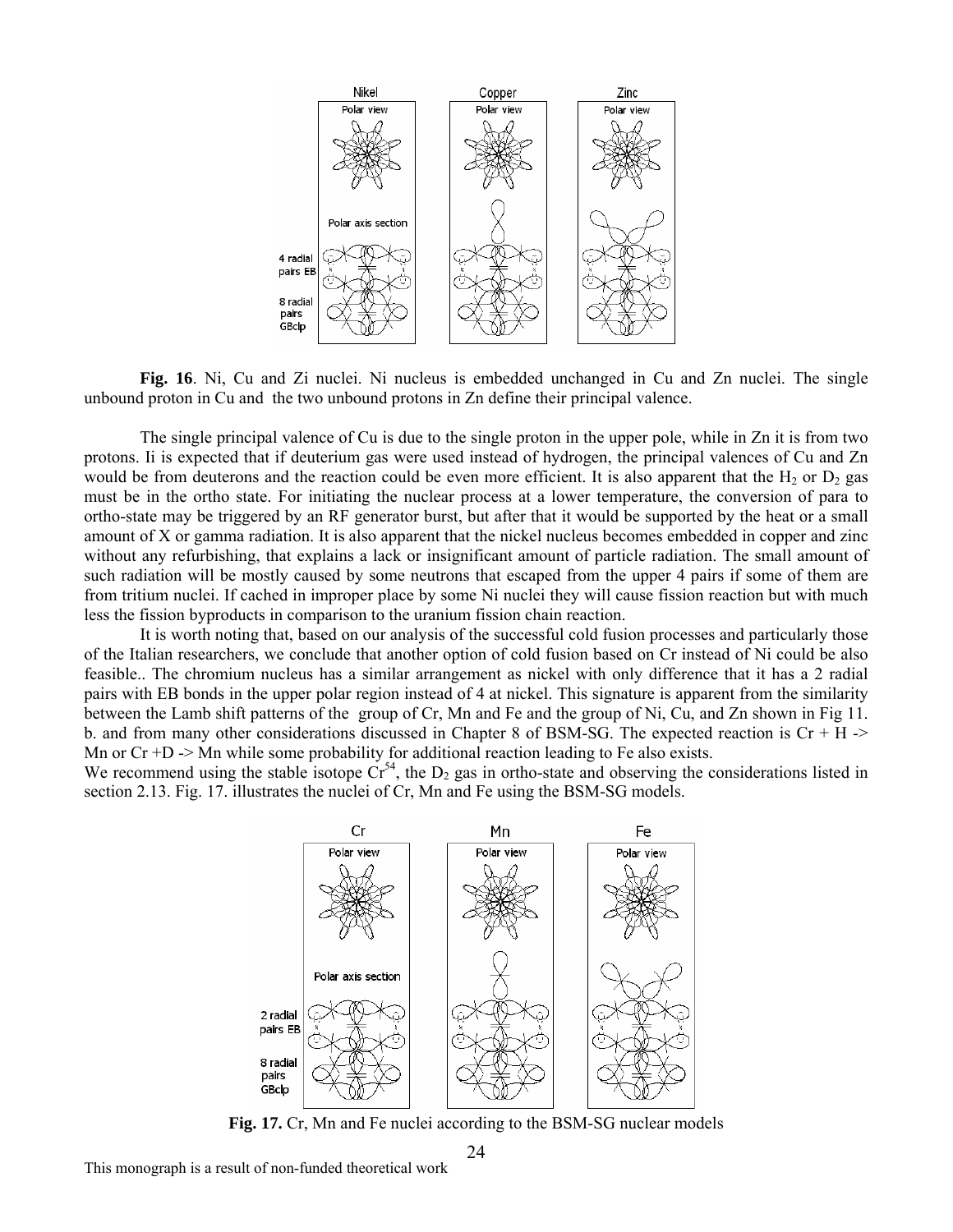**Fig. 16**. Ni, Cu and Zi nuclei. Ni nucleus is embedded unchanged in Cu and Zn nuclei. The single unbound proton in Cu and the two unbound protons in Zn define their principal valence.

The single principal valence of Cu is due to the single proton in the upper pole, while in Zn it is from two protons. Ii is expected that if deuterium gas were used instead of hydrogen, the principal valences of Cu and Zn would be from deuterons and the reaction could be even more efficient. It is also apparent that the $H_2$ or $D_2$ gas must be in the ortho state. For initiating the nuclear process at a lower temperature, the conversion of para to ortho-state may be triggered by an RF generator burst, but after that it would be supported by the heat or a small amount of X or gamma radiation. It is also apparent that the nickel nucleus becomes embedded in copper and zinc without any refurbishing, that explains a lack or insignificant amount of particle radiation. The small amount of such radiation will be mostly caused by some neutrons that escaped from the upper 4 pairs if some of them are from tritium nuclei. If cached in improper place by some Ni nuclei they will cause fission reaction but with much less the fission byproducts in comparison to the uranium fission chain reaction.

It is worth noting that, based on our analysis of the successful cold fusion processes and particularly those of the Italian researchers, we conclude that another option of cold fusion based on Cr instead of Ni could be also feasible.. The chromium nucleus has a similar arrangement as nickel with only difference that it has a 2 radial pairs with EB bonds in the upper polar region instead of 4 at nickel. This signature is apparent from the similarity between the Lamb shift patterns of the group of Cr, Mn and Fe and the group of Ni, Cu, and Zn shown in Fig 11. b. and from many other considerations discussed in Chapter 8 of BSM-SG. The expected reaction is Cr + H -> Mn or Cr +D -> Mn while some probability for additional reaction leading to Fe also exists.

We recommend using the stable isotope $Cr^{54}$, the $D_2$ gas in ortho-state and observing the considerations listed in section 2.13. Fig. 17. illustrates the nuclei of Cr, Mn and Fe using the BSM-SG models.

**Fig. 17.** Cr, Mn and Fe nuclei according to the BSM-SG nuclear models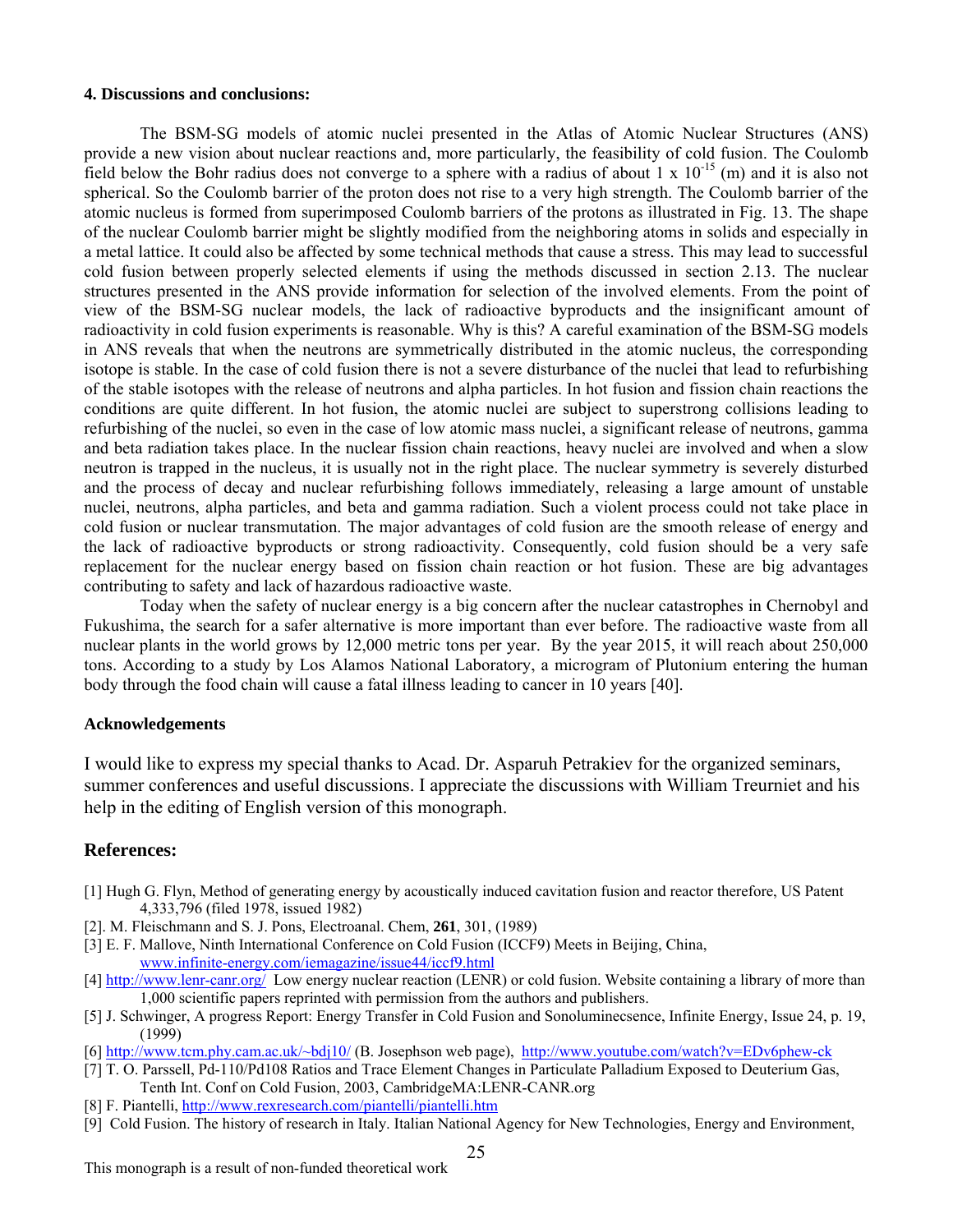**4. Discussions and conclusions:**

The BSM-SG models of atomic nuclei presented in the Atlas of Atomic Nuclear Structures (ANS) provide a new vision about nuclear reactions and, more particularly, the feasibility of cold fusion. The Coulomb field below the Bohr radius does not converge to a sphere with a radius of about $1 \times 10^{-15}$ (m) and it is also not spherical. So the Coulomb barrier of the proton does not rise to a very high strength. The Coulomb barrier of the atomic nucleus is formed from superimposed Coulomb barriers of the protons as illustrated in Fig. 13. The shape of the nuclear Coulomb barrier might be slightly modified from the neighboring atoms in solids and especially in a metal lattice. It could also be affected by some technical methods that cause a stress. This may lead to successful cold fusion between properly selected elements if using the methods discussed in section 2.13. The nuclear structures presented in the ANS provide information for selection of the involved elements. From the point of view of the BSM-SG nuclear models, the lack of radioactive byproducts and the insignificant amount of radioactivity in cold fusion experiments is reasonable. Why is this? A careful examination of the BSM-SG models in ANS reveals that when the neutrons are symmetrically distributed in the atomic nucleus, the corresponding isotope is stable. In the case of cold fusion there is not a severe disturbance of the nuclei that lead to refurbishing of the stable isotopes with the release of neutrons and alpha particles. In hot fusion and fission chain reactions the conditions are quite different. In hot fusion, the atomic nuclei are subject to superstrong collisions leading to refurbishing of the nuclei, so even in the case of low atomic mass nuclei, a significant release of neutrons, gamma and beta radiation takes place. In the nuclear fission chain reactions, heavy nuclei are involved and when a slow neutron is trapped in the nucleus, it is usually not in the right place. The nuclear symmetry is severely disturbed and the process of decay and nuclear refurbishing follows immediately, releasing a large amount of unstable nuclei, neutrons, alpha particles, and beta and gamma radiation. Such a violent process could not take place in cold fusion or nuclear transmutation. The major advantages of cold fusion are the smooth release of energy and the lack of radioactive byproducts or strong radioactivity. Consequently, cold fusion should be a very safe replacement for the nuclear energy based on fission chain reaction or hot fusion. These are big advantages contributing to safety and lack of hazardous radioactive waste.

Today when the safety of nuclear energy is a big concern after the nuclear catastrophes in Chernobyl and Fukushima, the search for a safer alternative is more important than ever before. The radioactive waste from all nuclear plants in the world grows by 12,000 metric tons per year. By the year 2015, it will reach about 250,000 tons. According to a study by Los Alamos National Laboratory, a microgram of Plutonium entering the human body through the food chain will cause a fatal illness leading to cancer in 10 years [40].

**Acknowledgements**

I would like to express my special thanks to Acad. Dr. Asparuh Petrakiev for the organized seminars, summer conferences and useful discussions. I appreciate the discussions with William Treurniet and his help in the editing of English version of this monograph.

## References:

[1] Hugh G. Flyn, Method of generating energy by acoustically induced cavitation fusion and reactor therefore, US Patent 4,333,796 (filed 1978, issued 1982)

[2]. M. Fleischmann and S. J. Pons, Electroanal. Chem, **261**, 301, (1989)

[3] E. F. Mallove, Ninth International Conference on Cold Fusion (ICCF9) Meets in Beijing, China, www.infinite-energy.com/iemagazine/issue44/iccf9.html

[4] http://www.lenr-canr.org/ Low energy nuclear reaction (LENR) or cold fusion. Website containing a library of more than 1,000 scientific papers reprinted with permission from the authors and publishers.

[5] J. Schwinger, A progress Report: Energy Transfer in Cold Fusion and Sonoluminecsence, Infinite Energy, Issue 24, p. 19, (1999)

[6] http://www.tcm.phy.cam.ac.uk/~bdj10/ (B. Josephson web page), http://www.youtube.com/watch?v=EDv6phew-ck

[7] T. O. Parssell, Pd-110/Pd108 Ratios and Trace Element Changes in Particulate Palladium Exposed to Deuterium Gas, Tenth Int. Conf on Cold Fusion, 2003, CambridgeMA:LENR-CANR.org

[8] F. Piantelli, http://www.rexresearch.com/piantelli/piantelli.htm

[9] Cold Fusion. The history of research in Italy. Italian National Agency for New Technologies, Energy and Environment,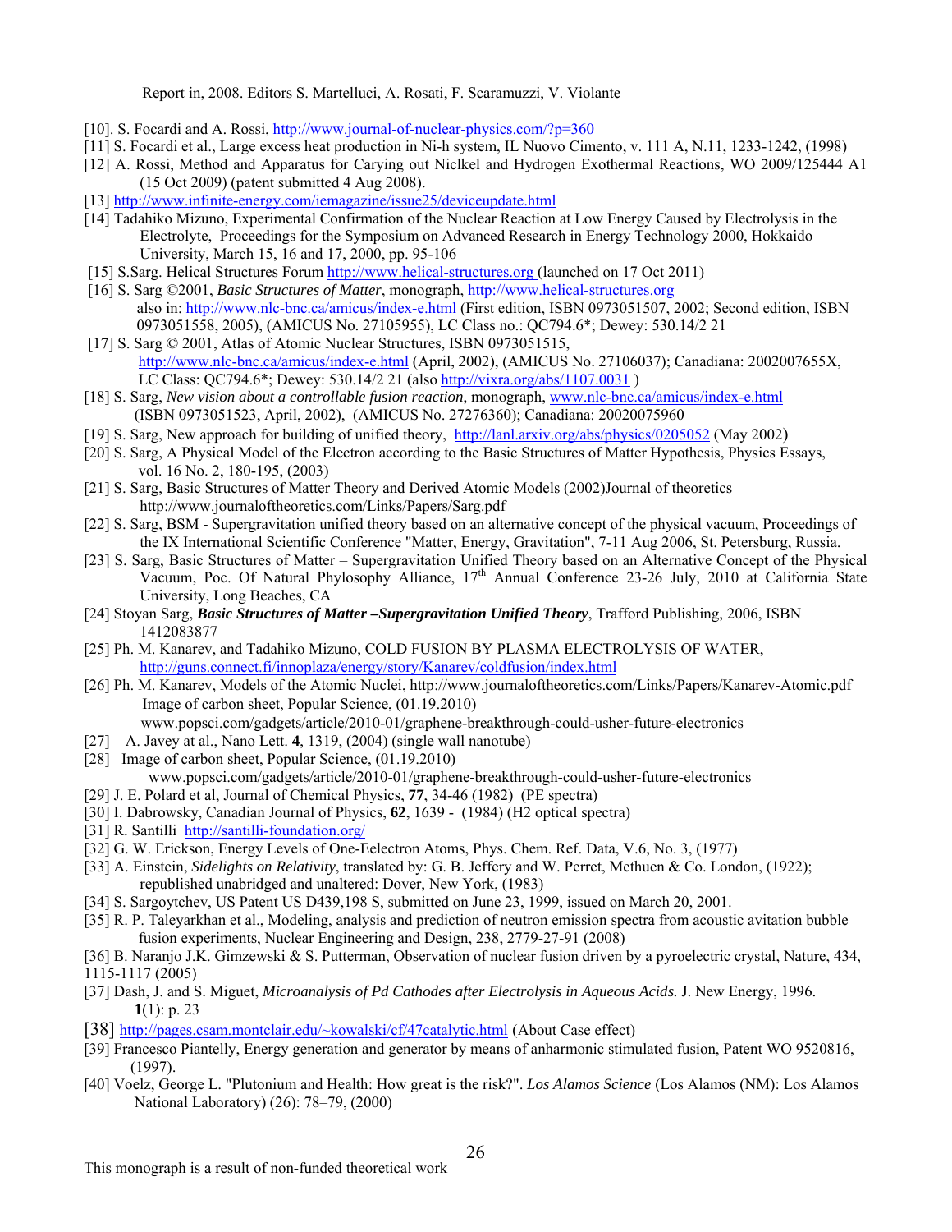Report in, 2008. Editors S. Martelluci, A. Rosati, F. Scaramuzzi, V. Violante

[10]. S. Focardi and A. Rossi, http://www.journal-of-nuclear-physics.com/?p=360

[11] S. Focardi et al., Large excess heat production in Ni-h system, IL Nuovo Cimento, v. 111 A, N.11, 1233-1242, (1998)

[12] A. Rossi, Method and Apparatus for Carying out Niclkel and Hydrogen Exothermal Reactions, WO 2009/125444 A1 (15 Oct 2009) (patent submitted 4 Aug 2008).

[13] http://www.infinite-energy.com/iemagazine/issue25/deviceupdate.html

[14] Tadahiko Mizuno, Experimental Confirmation of the Nuclear Reaction at Low Energy Caused by Electrolysis in the Electrolyte, Proceedings for the Symposium on Advanced Research in Energy Technology 2000, Hokkaido University, March 15, 16 and 17, 2000, pp. 95-106

[15] S.Sarg. Helical Structures Forum http://www.helical-structures.org (launched on 17 Oct 2011)

[16] S. Sarg ©2001, *Basic Structures of Matter*, monograph, http://www.helical-structures.org also in: http://www.nlc-bnc.ca/amicus/index-e.html (First edition, ISBN 0973051507, 2002; Second edition, ISBN 0973051558, 2005), (AMICUS No. 27105955), LC Class no.: QC794.6*; Dewey: 530.14/2 21

[17] S. Sarg © 2001, Atlas of Atomic Nuclear Structures, ISBN 0973051515, http://www.nlc-bnc.ca/amicus/index-e.html (April, 2002), (AMICUS No. 27106037); Canadiana: 2002007655X, LC Class: QC794.6*; Dewey: 530.14/2 21 (also http://vixra.org/abs/1107.0031 )

[18] S. Sarg, *New vision about a controllable fusion reaction*, monograph, www.nlc-bnc.ca/amicus/index-e.html (ISBN 0973051523, April, 2002), (AMICUS No. 27276360); Canadiana: 20020075960

[19] S. Sarg, New approach for building of unified theory, http://lanl.arxiv.org/abs/physics/0205052 (May 2002)

[20] S. Sarg, A Physical Model of the Electron according to the Basic Structures of Matter Hypothesis, Physics Essays, vol. 16 No. 2, 180-195, (2003)

[21] S. Sarg, Basic Structures of Matter Theory and Derived Atomic Models (2002)Journal of theoretics http://www.journaloftheoretics.com/Links/Papers/Sarg.pdf

[22] S. Sarg, BSM - Supergravitation unified theory based on an alternative concept of the physical vacuum, Proceedings of the IX International Scientific Conference "Matter, Energy, Gravitation", 7-11 Aug 2006, St. Petersburg, Russia.

[23] S. Sarg, Basic Structures of Matter – Supergravitation Unified Theory based on an Alternative Concept of the Physical Vacuum, Poc. Of Natural Phylosophy Alliance, 17th Annual Conference 23-26 July, 2010 at California State University, Long Beaches, CA

[24] Stoyan Sarg, ***Basic Structures of Matter –Supergravitation Unified Theory***, Trafford Publishing, 2006, ISBN 1412083877

[25] Ph. M. Kanarev, and Tadahiko Mizuno, COLD FUSION BY PLASMA ELECTROLYSIS OF WATER, http://guns.connect.fi/innoplaza/energy/story/Kanarev/coldfusion/index.html

[26] Ph. M. Kanarev, Models of the Atomic Nuclei, http://www.journaloftheoretics.com/Links/Papers/Kanarev-Atomic.pdf Image of carbon sheet, Popular Science, (01.19.2010) www.popsci.com/gadgets/article/2010-01/graphene-breakthrough-could-usher-future-electronics

[27] A. Javey at al., Nano Lett. **4**, 1319, (2004) (single wall nanotube)

[28] Image of carbon sheet, Popular Science, (01.19.2010) www.popsci.com/gadgets/article/2010-01/graphene-breakthrough-could-usher-future-electronics

[29] J. E. Polard et al, Journal of Chemical Physics, **77**, 34-46 (1982) (PE spectra)

[30] I. Dabrowsky, Canadian Journal of Physics, **62**, 1639 - (1984) (H2 optical spectra)

[31] R. Santilli http://santilli-foundation.org/

[32] G. W. Erickson, Energy Levels of One-Eelectron Atoms, Phys. Chem. Ref. Data, V.6, No. 3, (1977)

[33] A. Einstein, *Sidelights on Relativity*, translated by: G. B. Jeffery and W. Perret, Methuen & Co. London, (1922); republished unabridged and unaltered: Dover, New York, (1983)

[34] S. Sargoytchev, US Patent US D439,198 S, submitted on June 23, 1999, issued on March 20, 2001.

[35] R. P. Taleyarkhan et al., Modeling, analysis and prediction of neutron emission spectra from acoustic avitation bubble fusion experiments, Nuclear Engineering and Design, 238, 2779-27-91 (2008)

[36] B. Naranjo J.K. Gimzewski & S. Putterman, Observation of nuclear fusion driven by a pyroelectric crystal, Nature, 434, 1115-1117 (2005)

[37] Dash, J. and S. Miguet, *Microanalysis of Pd Cathodes after Electrolysis in Aqueous Acids.* J. New Energy, 1996. **1**(1): p. 23

[38] http://pages.csam.montclair.edu/~kowalski/cf/47catalytic.html (About Case effect)

[39] Francesco Piantelly, Energy generation and generator by means of anharmonic stimulated fusion, Patent WO 9520816, (1997).

[40] Voelz, George L. "Plutonium and Health: How great is the risk?". *Los Alamos Science* (Los Alamos (NM): Los Alamos National Laboratory) (26): 78–79, (2000)

This monograph is a result of non-funded theoretical work